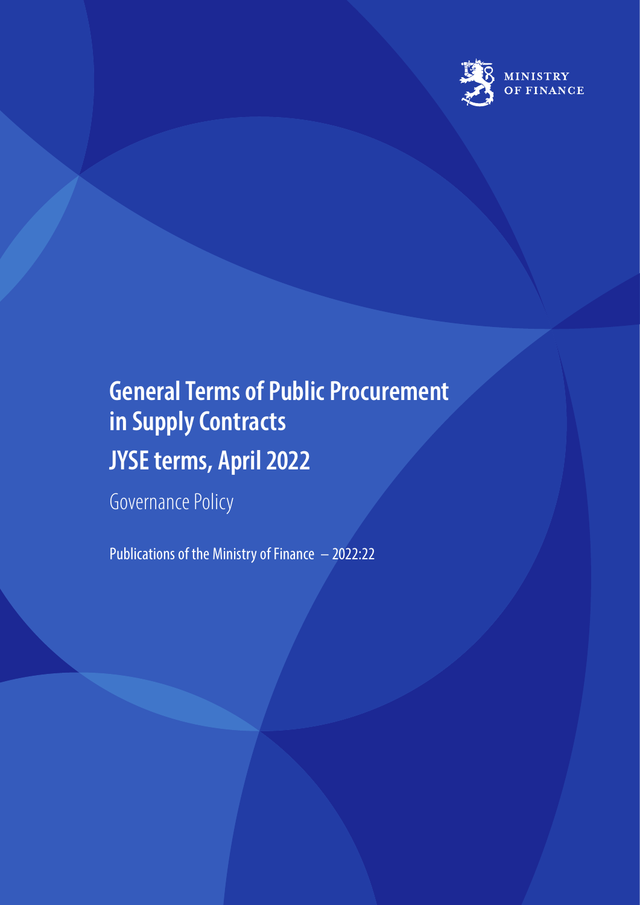MINISTRY OF FINANCE

# General Terms of Public Procurement in Supply Contracts

# JYSE terms, April 2022

Governance Policy

Publications of the Ministry of Finance – 2022:22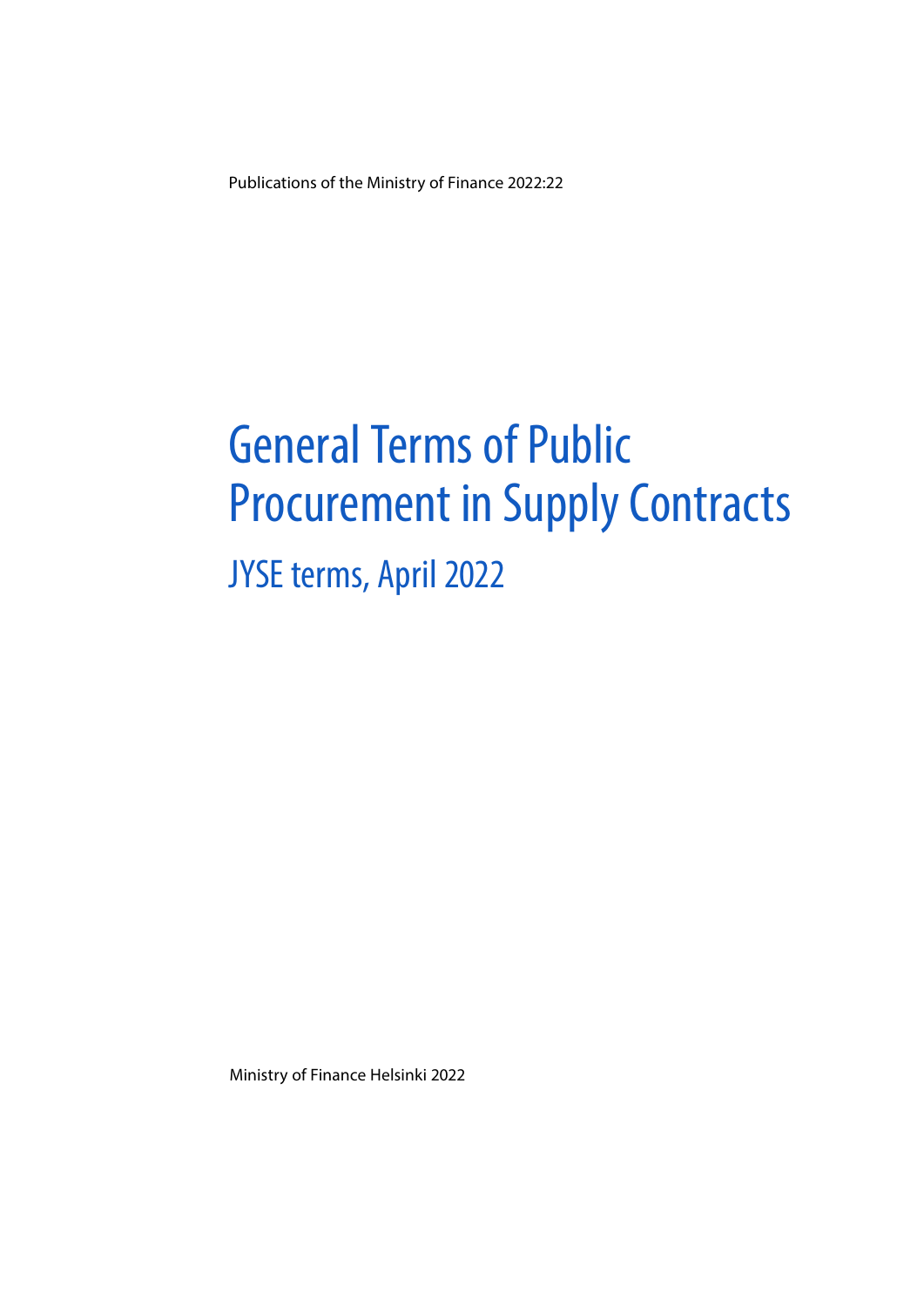Publications of the Ministry of Finance 2022:22

# General Terms of Public Procurement in Supply Contracts

## JYSE terms, April 2022

Ministry of Finance Helsinki 2022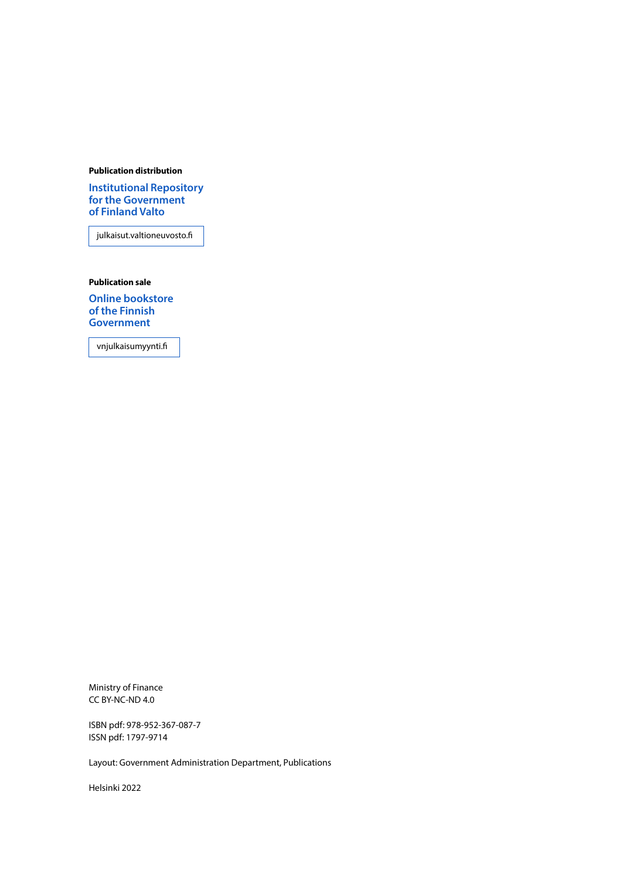**Publication distribution**

**Institutional Repository for the Government of Finland Valto**

julkaisut.valtioneuvosto.fi

**Publication sale**

**Online bookstore of the Finnish Government**

vnjulkaisumyynti.fi

Ministry of Finance
CC BY-NC-ND 4.0

ISBN pdf: 978-952-367-087-7
ISSN pdf: 1797-9714

Layout: Government Administration Department, Publications

Helsinki 2022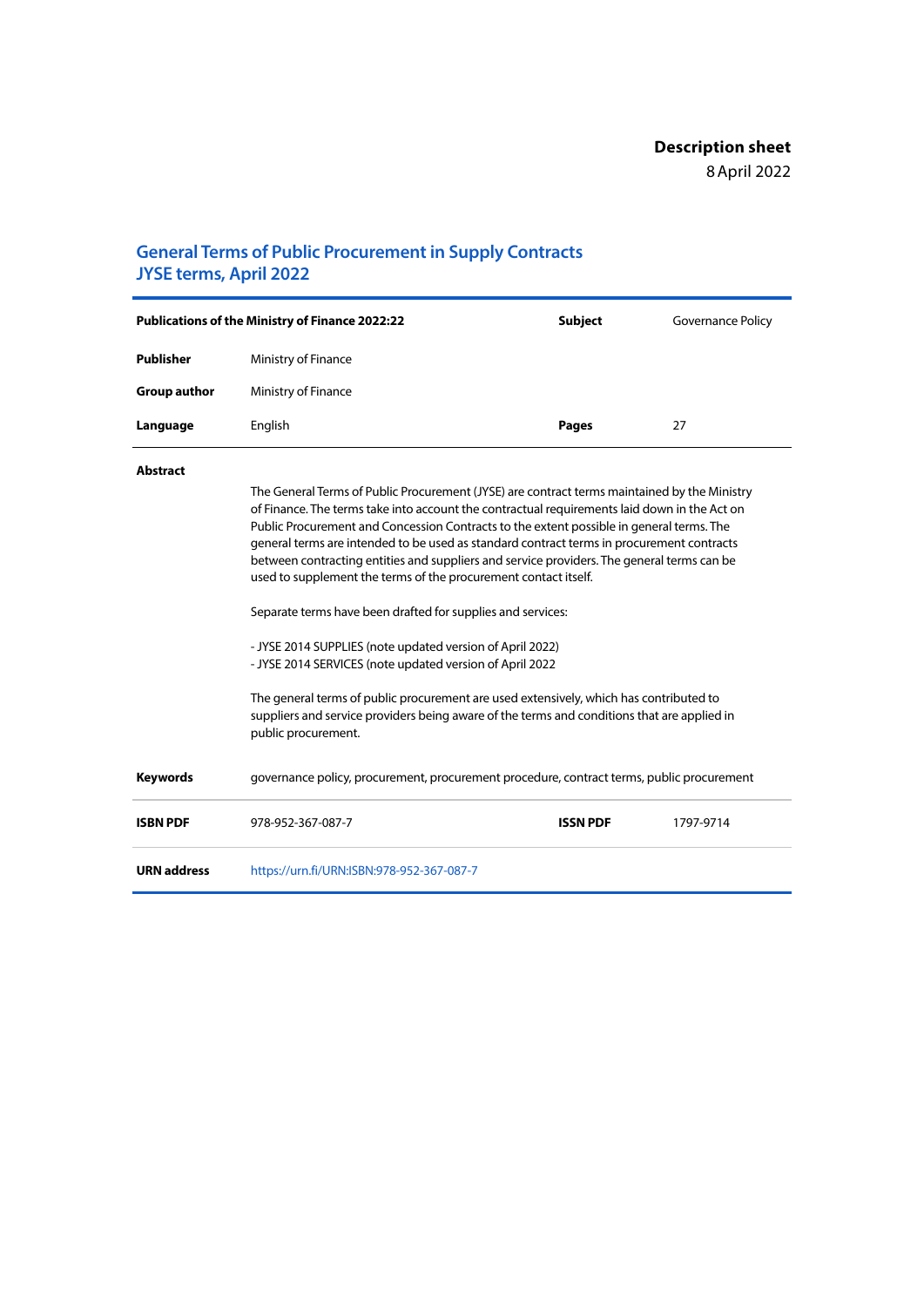**Description sheet**
8 April 2022

## General Terms of Public Procurement in Supply Contracts JYSE terms, April 2022

| **Publications of the Ministry of Finance 2022:22** | | **Subject** | Governance Policy |
|---|---|---|---|
| **Publisher** | Ministry of Finance | | |
| **Group author** | Ministry of Finance | | |
| **Language** | English | **Pages** | 27 |

**Abstract**

The General Terms of Public Procurement (JYSE) are contract terms maintained by the Ministry of Finance. The terms take into account the contractual requirements laid down in the Act on Public Procurement and Concession Contracts to the extent possible in general terms. The general terms are intended to be used as standard contract terms in procurement contracts between contracting entities and suppliers and service providers. The general terms can be used to supplement the terms of the procurement contact itself.

Separate terms have been drafted for supplies and services:

- JYSE 2014 SUPPLIES (note updated version of April 2022)
- JYSE 2014 SERVICES (note updated version of April 2022

The general terms of public procurement are used extensively, which has contributed to suppliers and service providers being aware of the terms and conditions that are applied in public procurement.

**Keywords** governance policy, procurement, procurement procedure, contract terms, public procurement

| **ISBN PDF** | 978-952-367-087-7 | **ISSN PDF** | 1797-9714 |
|---|---|---|---|
| **URN address** | https://urn.fi/URN:ISBN:978-952-367-087-7 | | |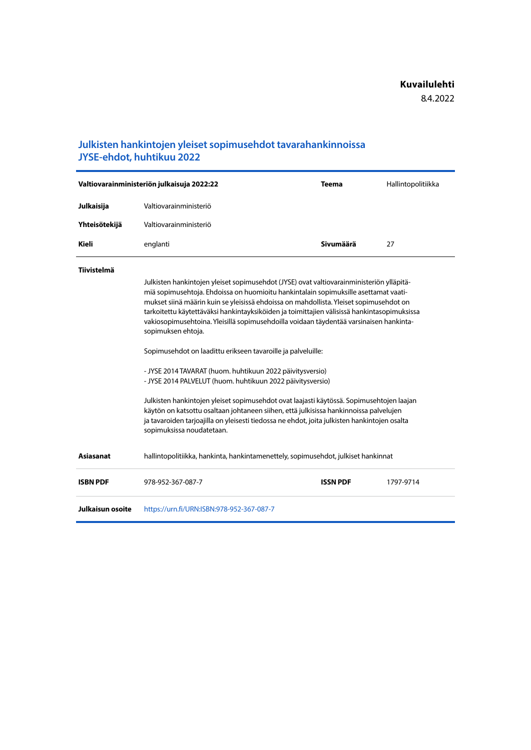**Kuvailulehti**

8.4.2022

# Julkisten hankintojen yleiset sopimusehdot tavarahankinnoissa JYSE-ehdot, huhtikuu 2022

| **Valtiovarainministeriön julkaisuja 2022:22** | | **Teema** | Hallintopolitiikka |
|---|---|---|---|
| **Julkaisija** | Valtiovarainministeriö | | |
| **Yhteisötekijä** | Valtiovarainministeriö | | |
| **Kieli** | englanti | **Sivumäärä** | 27 |

**Tiivistelmä**

Julkisten hankintojen yleiset sopimusehdot (JYSE) ovat valtiovarainministeriön ylläpitämiä sopimusehtoja. Ehdoissa on huomioitu hankintalain sopimuksille asettamat vaatimukset siinä määrin kuin se yleisissä ehdoissa on mahdollista. Yleiset sopimusehdot on tarkoitettu käytettäväksi hankintayksiköiden ja toimittajien välisissä hankintasopimuksissa vakiosopimusehtoina. Yleisillä sopimusehdoilla voidaan täydentää varsinaisen hankintasopimuksen ehtoja.

Sopimusehdot on laadittu erikseen tavaroille ja palveluille:

- JYSE 2014 TAVARAT (huom. huhtikuun 2022 päivitysversio)
- JYSE 2014 PALVELUT (huom. huhtikuun 2022 päivitysversio)

Julkisten hankintojen yleiset sopimusehdot ovat laajasti käytössä. Sopimusehtojen laajan käytön on katsottu osaltaan johtaneen siihen, että julkisissa hankinnoissa palvelujen ja tavaroiden tarjoajilla on yleisesti tiedossa ne ehdot, joita julkisten hankintojen osalta sopimuksissa noudatetaan.

| | | | |
|---|---|---|---|
| **Asiasanat** | hallintopolitiikka, hankinta, hankintamenettely, sopimusehdot, julkiset hankinnat | | |
| **ISBN PDF** | 978-952-367-087-7 | **ISSN PDF** | 1797-9714 |
| **Julkaisun osoite** | https://urn.fi/URN:ISBN:978-952-367-087-7 | | |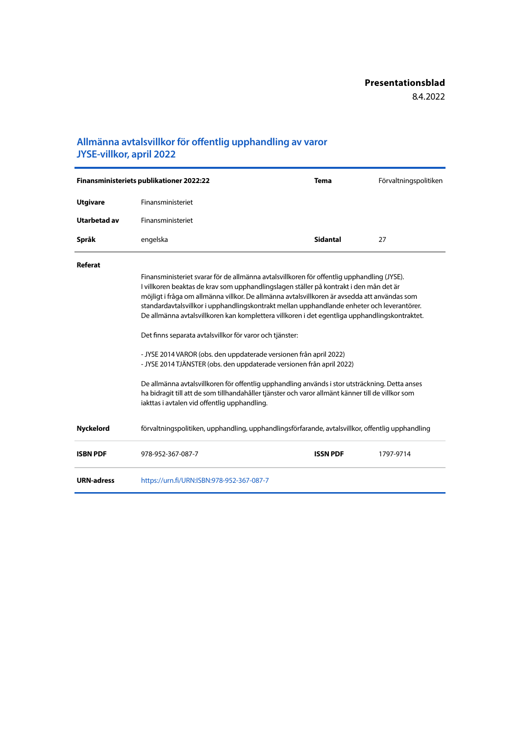**Presentationsblad**

8.4.2022

## Allmänna avtalsvillkor för offentlig upphandling av varor JYSE-villkor, april 2022

| **Finansministeriets publikationer 2022:22** | | **Tema** | Förvaltningspolitiken |
|---|---|---|---|
| **Utgivare** | Finansministeriet | | |
| **Utarbetad av** | Finansministeriet | | |
| **Språk** | engelska | **Sidantal** | 27 |

**Referat**

Finansministeriet svarar för de allmänna avtalsvillkoren för offentlig upphandling (JYSE). I villkoren beaktas de krav som upphandlingslagen ställer på kontrakt i den mån det är möjligt i fråga om allmänna villkor. De allmänna avtalsvillkoren är avsedda att användas som standardavtalsvillkor i upphandlingskontrakt mellan upphandlande enheter och leverantörer. De allmänna avtalsvillkoren kan komplettera villkoren i det egentliga upphandlingskontraktet.

Det finns separata avtalsvillkor för varor och tjänster:

- JYSE 2014 VAROR (obs. den uppdaterade versionen från april 2022)
- JYSE 2014 TJÄNSTER (obs. den uppdaterade versionen från april 2022)

De allmänna avtalsvillkoren för offentlig upphandling används i stor utsträckning. Detta anses ha bidragit till att de som tillhandahåller tjänster och varor allmänt känner till de villkor som iakttas i avtalen vid offentlig upphandling.

| | | | |
|---|---|---|---|
| **Nyckelord** | förvaltningspolitiken, upphandling, upphandlingsförfarande, avtalsvillkor, offentlig upphandling | | |
| **ISBN PDF** | 978-952-367-087-7 | **ISSN PDF** | 1797-9714 |
| **URN-adress** | https://urn.fi/URN:ISBN:978-952-367-087-7 | | |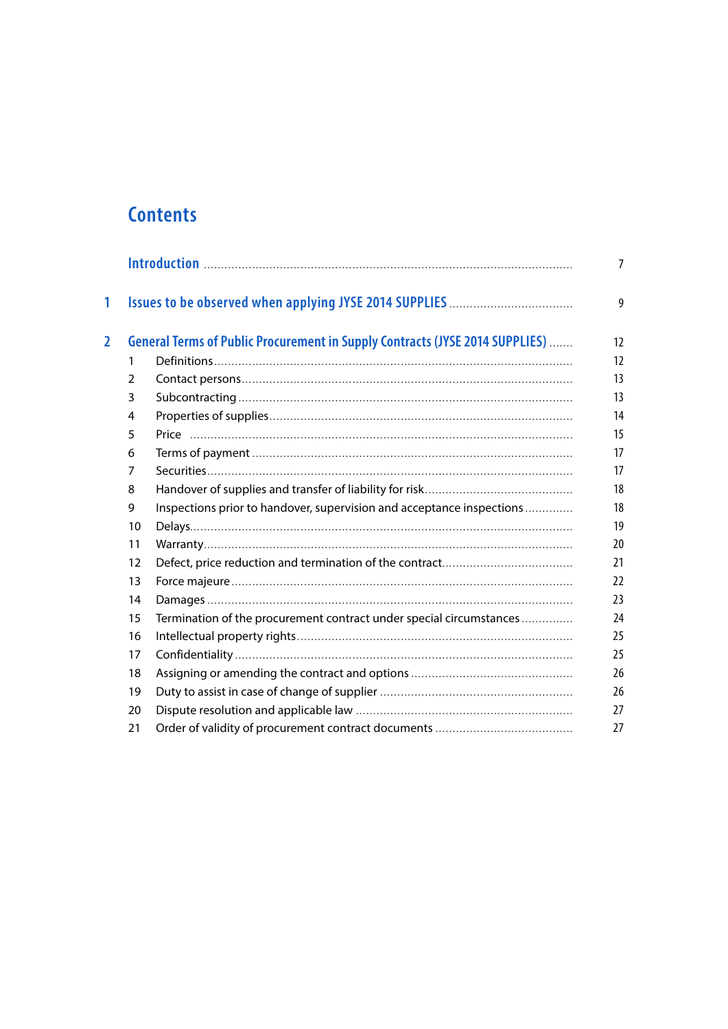# Contents

| | | |
|---|---|---|
| | **Introduction** | 7 |
| **1** | **Issues to be observed when applying JYSE 2014 SUPPLIES** | 9 |
| **2** | **General Terms of Public Procurement in Supply Contracts (JYSE 2014 SUPPLIES)** | 12 |
| 1 | Definitions | 12 |
| 2 | Contact persons | 13 |
| 3 | Subcontracting | 13 |
| 4 | Properties of supplies | 14 |
| 5 | Price | 15 |
| 6 | Terms of payment | 17 |
| 7 | Securities | 17 |
| 8 | Handover of supplies and transfer of liability for risk | 18 |
| 9 | Inspections prior to handover, supervision and acceptance inspections | 18 |
| 10 | Delays | 19 |
| 11 | Warranty | 20 |
| 12 | Defect, price reduction and termination of the contract | 21 |
| 13 | Force majeure | 22 |
| 14 | Damages | 23 |
| 15 | Termination of the procurement contract under special circumstances | 24 |
| 16 | Intellectual property rights | 25 |
| 17 | Confidentiality | 25 |
| 18 | Assigning or amending the contract and options | 26 |
| 19 | Duty to assist in case of change of supplier | 26 |
| 20 | Dispute resolution and applicable law | 27 |
| 21 | Order of validity of procurement contract documents | 27 |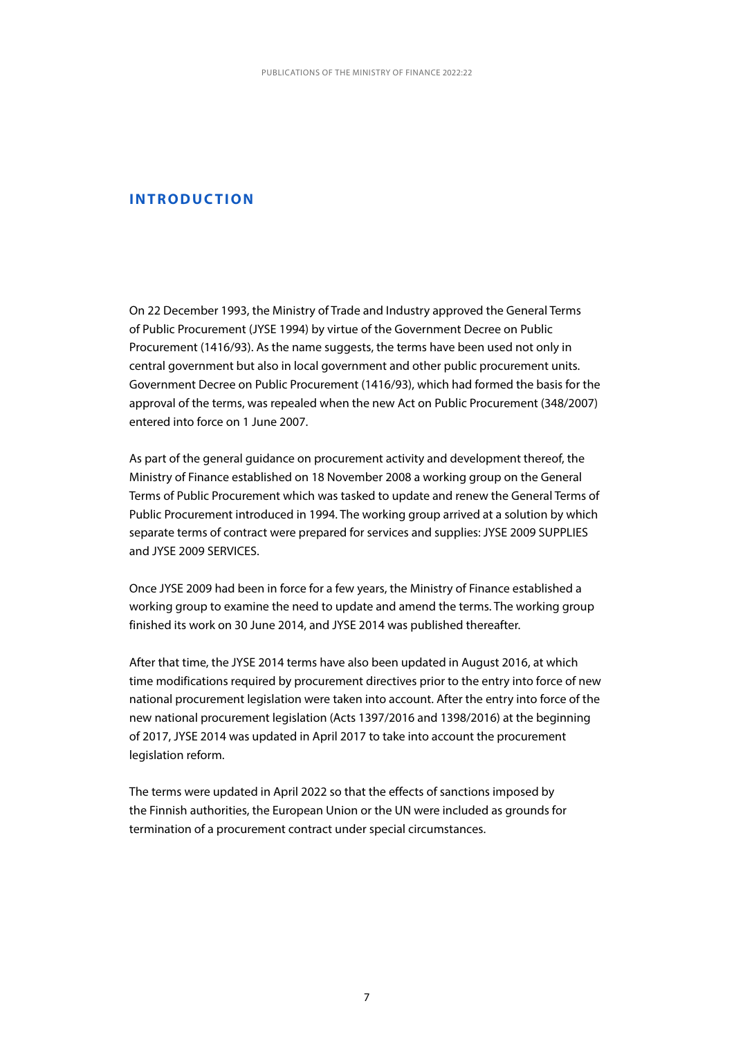# INTRODUCTION

On 22 December 1993, the Ministry of Trade and Industry approved the General Terms of Public Procurement (JYSE 1994) by virtue of the Government Decree on Public Procurement (1416/93). As the name suggests, the terms have been used not only in central government but also in local government and other public procurement units. Government Decree on Public Procurement (1416/93), which had formed the basis for the approval of the terms, was repealed when the new Act on Public Procurement (348/2007) entered into force on 1 June 2007.

As part of the general guidance on procurement activity and development thereof, the Ministry of Finance established on 18 November 2008 a working group on the General Terms of Public Procurement which was tasked to update and renew the General Terms of Public Procurement introduced in 1994. The working group arrived at a solution by which separate terms of contract were prepared for services and supplies: JYSE 2009 SUPPLIES and JYSE 2009 SERVICES.

Once JYSE 2009 had been in force for a few years, the Ministry of Finance established a working group to examine the need to update and amend the terms. The working group finished its work on 30 June 2014, and JYSE 2014 was published thereafter.

After that time, the JYSE 2014 terms have also been updated in August 2016, at which time modifications required by procurement directives prior to the entry into force of new national procurement legislation were taken into account. After the entry into force of the new national procurement legislation (Acts 1397/2016 and 1398/2016) at the beginning of 2017, JYSE 2014 was updated in April 2017 to take into account the procurement legislation reform.

The terms were updated in April 2022 so that the effects of sanctions imposed by the Finnish authorities, the European Union or the UN were included as grounds for termination of a procurement contract under special circumstances.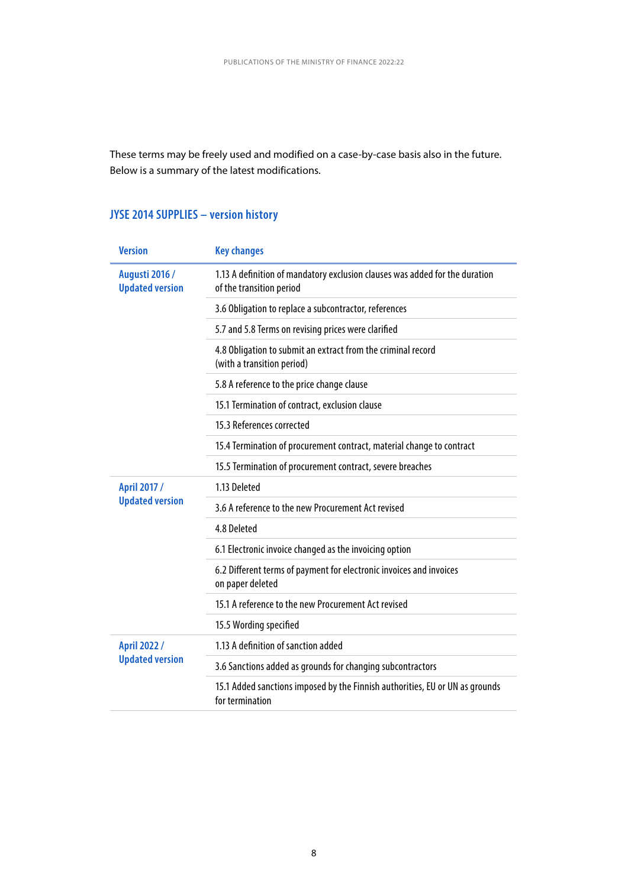These terms may be freely used and modified on a case-by-case basis also in the future. Below is a summary of the latest modifications.

## JYSE 2014 SUPPLIES – version history

| Version | Key changes |
|---|---|
| **Augusti 2016 / Updated version** | 1.13 A definition of mandatory exclusion clauses was added for the duration of the transition period |
| | 3.6 Obligation to replace a subcontractor, references |
| | 5.7 and 5.8 Terms on revising prices were clarified |
| | 4.8 Obligation to submit an extract from the criminal record (with a transition period) |
| | 5.8 A reference to the price change clause |
| | 15.1 Termination of contract, exclusion clause |
| | 15.3 References corrected |
| | 15.4 Termination of procurement contract, material change to contract |
| | 15.5 Termination of procurement contract, severe breaches |
| **April 2017 / Updated version** | 1.13 Deleted |
| | 3.6 A reference to the new Procurement Act revised |
| | 4.8 Deleted |
| | 6.1 Electronic invoice changed as the invoicing option |
| | 6.2 Different terms of payment for electronic invoices and invoices on paper deleted |
| | 15.1 A reference to the new Procurement Act revised |
| | 15.5 Wording specified |
| **April 2022 / Updated version** | 1.13 A definition of sanction added |
| | 3.6 Sanctions added as grounds for changing subcontractors |
| | 15.1 Added sanctions imposed by the Finnish authorities, EU or UN as grounds for termination |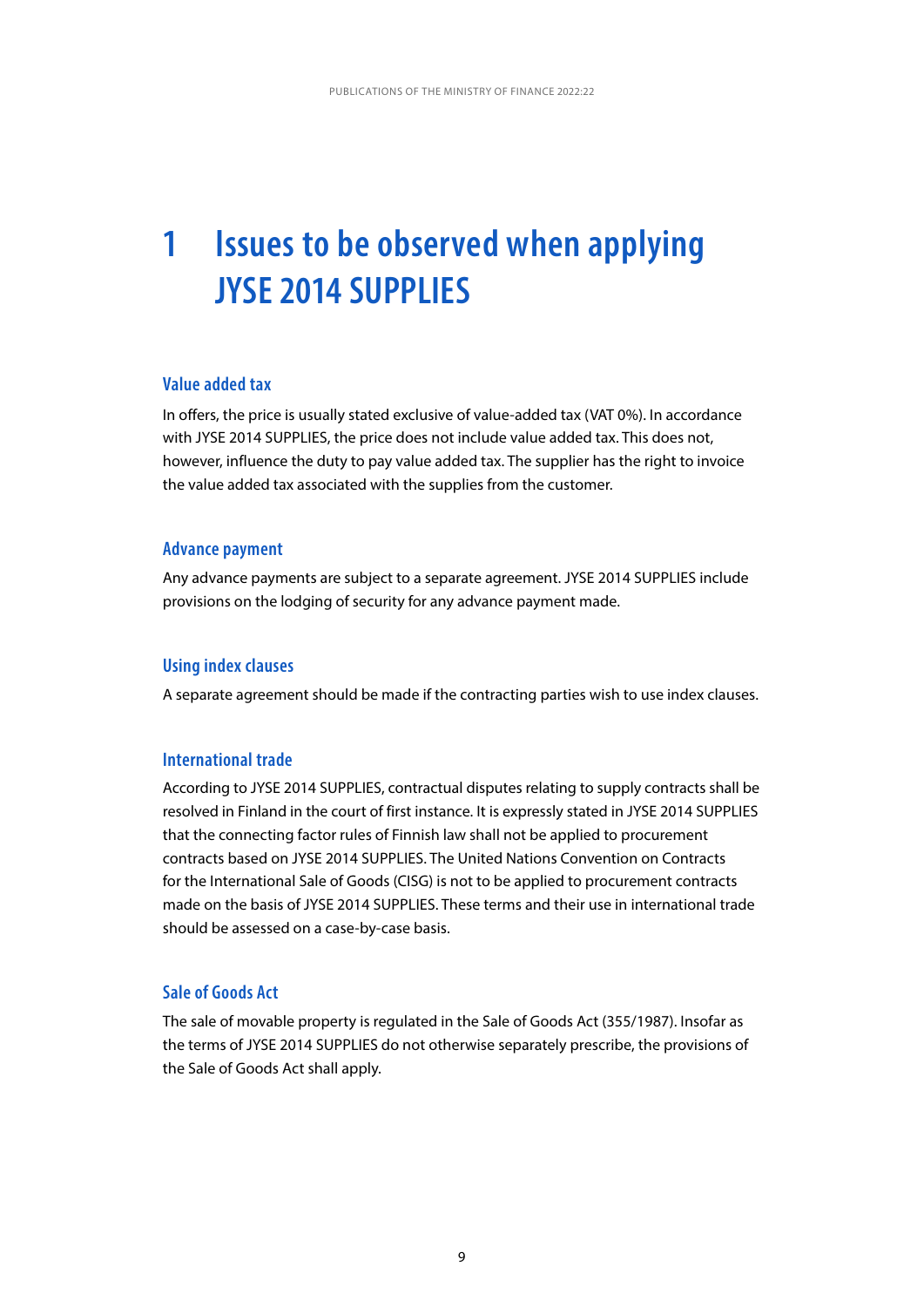# 1 Issues to be observed when applying JYSE 2014 SUPPLIES

### Value added tax

In offers, the price is usually stated exclusive of value-added tax (VAT 0%). In accordance with JYSE 2014 SUPPLIES, the price does not include value added tax. This does not, however, influence the duty to pay value added tax. The supplier has the right to invoice the value added tax associated with the supplies from the customer.

### Advance payment

Any advance payments are subject to a separate agreement. JYSE 2014 SUPPLIES include provisions on the lodging of security for any advance payment made.

### Using index clauses

A separate agreement should be made if the contracting parties wish to use index clauses.

### International trade

According to JYSE 2014 SUPPLIES, contractual disputes relating to supply contracts shall be resolved in Finland in the court of first instance. It is expressly stated in JYSE 2014 SUPPLIES that the connecting factor rules of Finnish law shall not be applied to procurement contracts based on JYSE 2014 SUPPLIES. The United Nations Convention on Contracts for the International Sale of Goods (CISG) is not to be applied to procurement contracts made on the basis of JYSE 2014 SUPPLIES. These terms and their use in international trade should be assessed on a case-by-case basis.

### Sale of Goods Act

The sale of movable property is regulated in the Sale of Goods Act (355/1987). Insofar as the terms of JYSE 2014 SUPPLIES do not otherwise separately prescribe, the provisions of the Sale of Goods Act shall apply.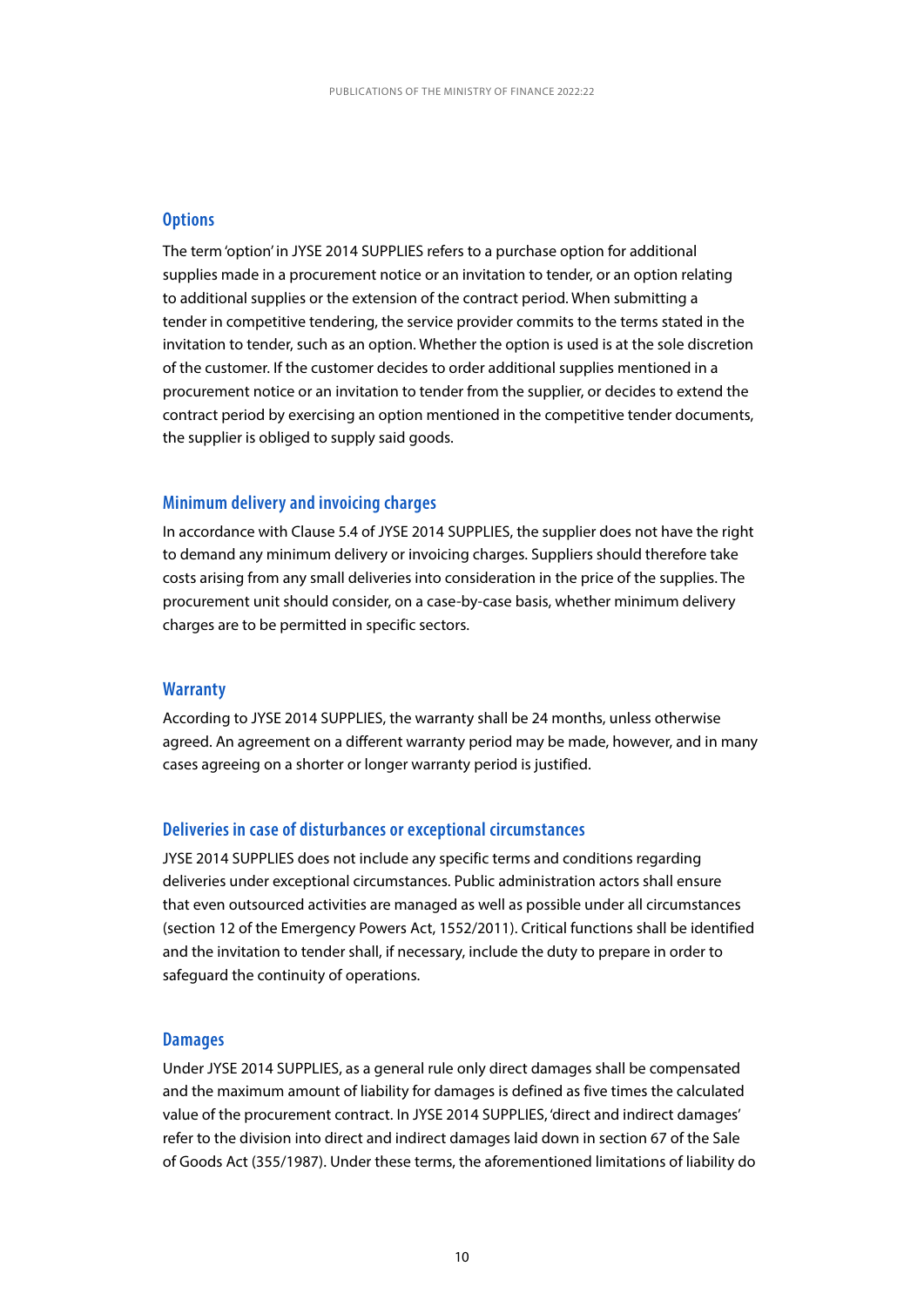### Options

The term 'option' in JYSE 2014 SUPPLIES refers to a purchase option for additional supplies made in a procurement notice or an invitation to tender, or an option relating to additional supplies or the extension of the contract period. When submitting a tender in competitive tendering, the service provider commits to the terms stated in the invitation to tender, such as an option. Whether the option is used is at the sole discretion of the customer. If the customer decides to order additional supplies mentioned in a procurement notice or an invitation to tender from the supplier, or decides to extend the contract period by exercising an option mentioned in the competitive tender documents, the supplier is obliged to supply said goods.

### Minimum delivery and invoicing charges

In accordance with Clause 5.4 of JYSE 2014 SUPPLIES, the supplier does not have the right to demand any minimum delivery or invoicing charges. Suppliers should therefore take costs arising from any small deliveries into consideration in the price of the supplies. The procurement unit should consider, on a case-by-case basis, whether minimum delivery charges are to be permitted in specific sectors.

### Warranty

According to JYSE 2014 SUPPLIES, the warranty shall be 24 months, unless otherwise agreed. An agreement on a different warranty period may be made, however, and in many cases agreeing on a shorter or longer warranty period is justified.

### Deliveries in case of disturbances or exceptional circumstances

JYSE 2014 SUPPLIES does not include any specific terms and conditions regarding deliveries under exceptional circumstances. Public administration actors shall ensure that even outsourced activities are managed as well as possible under all circumstances (section 12 of the Emergency Powers Act, 1552/2011). Critical functions shall be identified and the invitation to tender shall, if necessary, include the duty to prepare in order to safeguard the continuity of operations.

### Damages

Under JYSE 2014 SUPPLIES, as a general rule only direct damages shall be compensated and the maximum amount of liability for damages is defined as five times the calculated value of the procurement contract. In JYSE 2014 SUPPLIES, 'direct and indirect damages' refer to the division into direct and indirect damages laid down in section 67 of the Sale of Goods Act (355/1987). Under these terms, the aforementioned limitations of liability do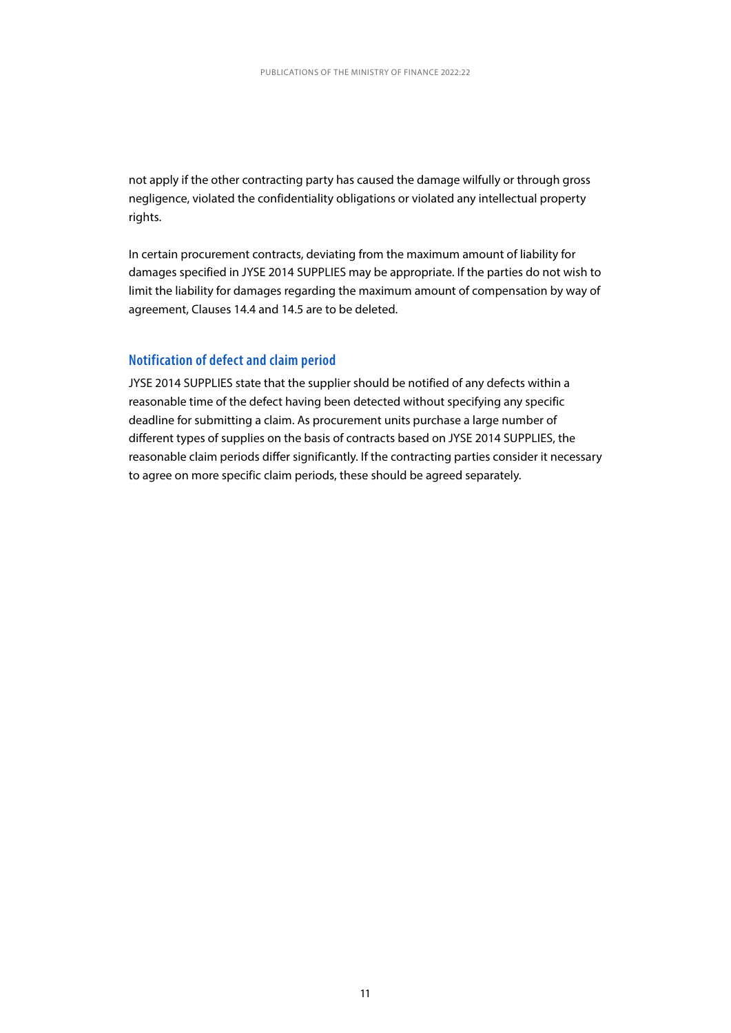not apply if the other contracting party has caused the damage wilfully or through gross negligence, violated the confidentiality obligations or violated any intellectual property rights.

In certain procurement contracts, deviating from the maximum amount of liability for damages specified in JYSE 2014 SUPPLIES may be appropriate. If the parties do not wish to limit the liability for damages regarding the maximum amount of compensation by way of agreement, Clauses 14.4 and 14.5 are to be deleted.

### Notification of defect and claim period

JYSE 2014 SUPPLIES state that the supplier should be notified of any defects within a reasonable time of the defect having been detected without specifying any specific deadline for submitting a claim. As procurement units purchase a large number of different types of supplies on the basis of contracts based on JYSE 2014 SUPPLIES, the reasonable claim periods differ significantly. If the contracting parties consider it necessary to agree on more specific claim periods, these should be agreed separately.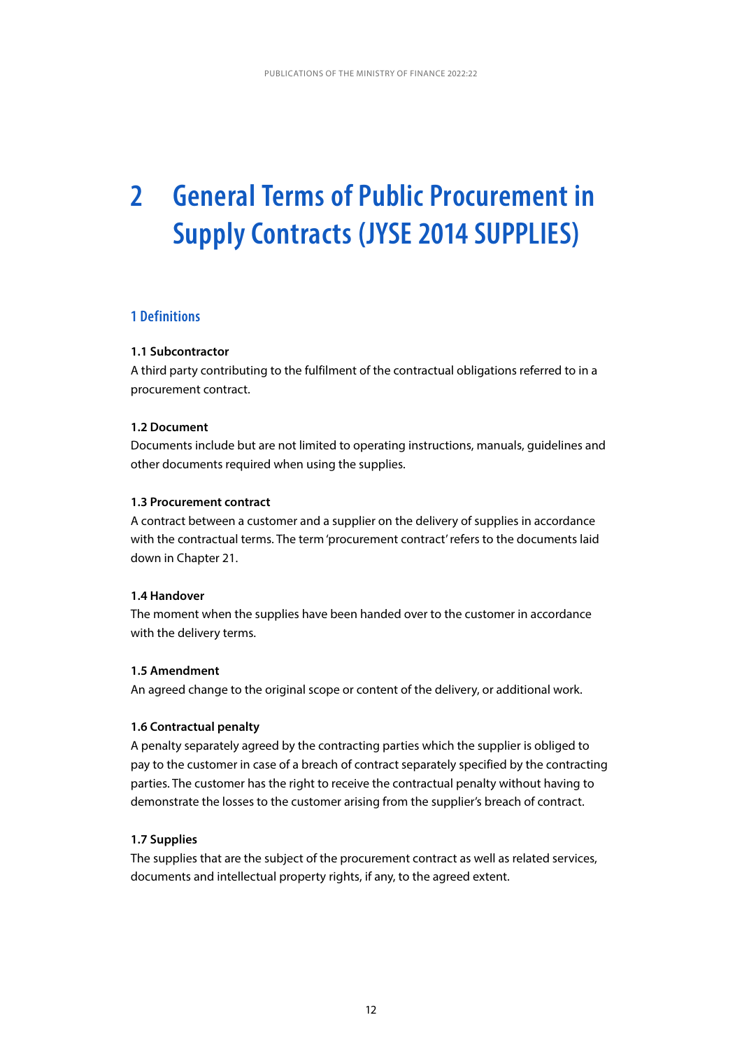# 2 General Terms of Public Procurement in Supply Contracts (JYSE 2014 SUPPLIES)

## 1 Definitions

**1.1 Subcontractor**

A third party contributing to the fulfilment of the contractual obligations referred to in a procurement contract.

**1.2 Document**

Documents include but are not limited to operating instructions, manuals, guidelines and other documents required when using the supplies.

**1.3 Procurement contract**

A contract between a customer and a supplier on the delivery of supplies in accordance with the contractual terms. The term 'procurement contract' refers to the documents laid down in Chapter 21.

**1.4 Handover**

The moment when the supplies have been handed over to the customer in accordance with the delivery terms.

**1.5 Amendment**

An agreed change to the original scope or content of the delivery, or additional work.

**1.6 Contractual penalty**

A penalty separately agreed by the contracting parties which the supplier is obliged to pay to the customer in case of a breach of contract separately specified by the contracting parties. The customer has the right to receive the contractual penalty without having to demonstrate the losses to the customer arising from the supplier's breach of contract.

**1.7 Supplies**

The supplies that are the subject of the procurement contract as well as related services, documents and intellectual property rights, if any, to the agreed extent.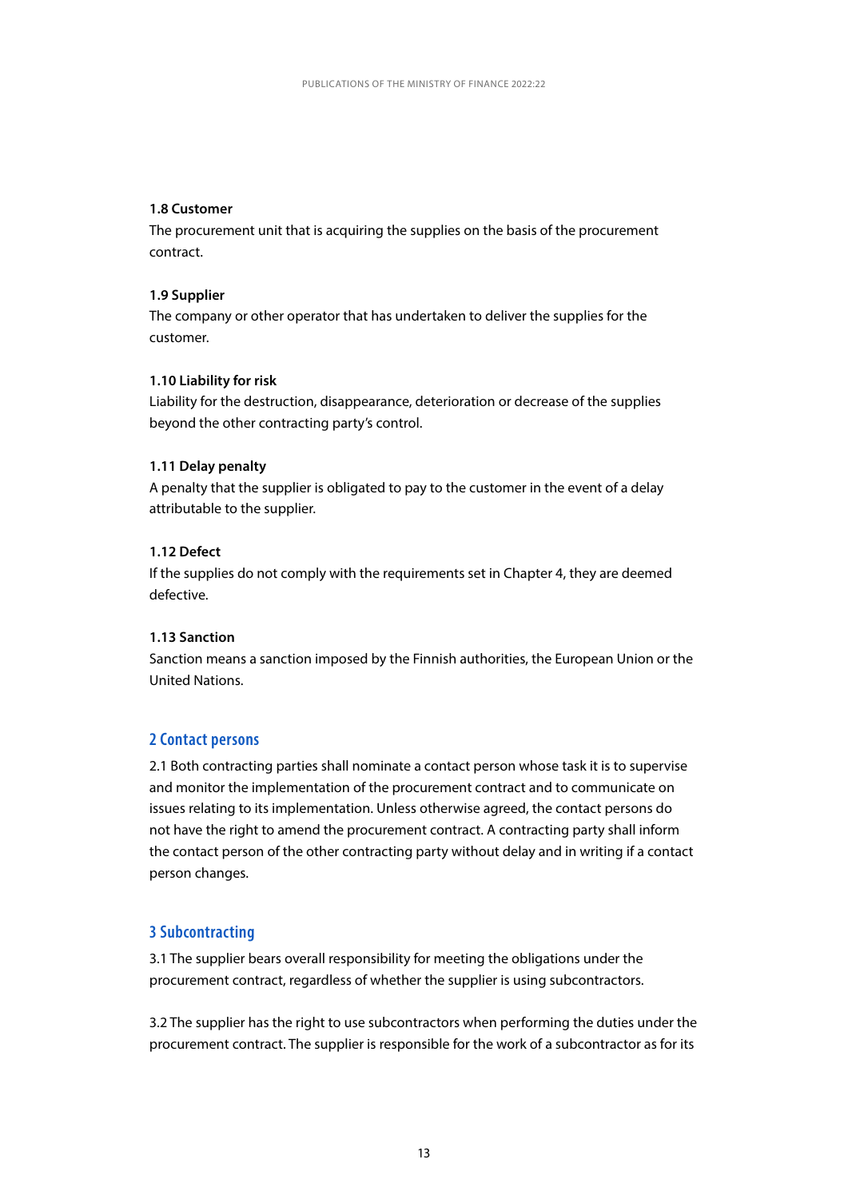**1.8 Customer**

The procurement unit that is acquiring the supplies on the basis of the procurement contract.

**1.9 Supplier**

The company or other operator that has undertaken to deliver the supplies for the customer.

**1.10 Liability for risk**

Liability for the destruction, disappearance, deterioration or decrease of the supplies beyond the other contracting party's control.

**1.11 Delay penalty**

A penalty that the supplier is obligated to pay to the customer in the event of a delay attributable to the supplier.

**1.12 Defect**

If the supplies do not comply with the requirements set in Chapter 4, they are deemed defective.

**1.13 Sanction**

Sanction means a sanction imposed by the Finnish authorities, the European Union or the United Nations.

## 2 Contact persons

2.1 Both contracting parties shall nominate a contact person whose task it is to supervise and monitor the implementation of the procurement contract and to communicate on issues relating to its implementation. Unless otherwise agreed, the contact persons do not have the right to amend the procurement contract. A contracting party shall inform the contact person of the other contracting party without delay and in writing if a contact person changes.

## 3 Subcontracting

3.1 The supplier bears overall responsibility for meeting the obligations under the procurement contract, regardless of whether the supplier is using subcontractors.

3.2 The supplier has the right to use subcontractors when performing the duties under the procurement contract. The supplier is responsible for the work of a subcontractor as for its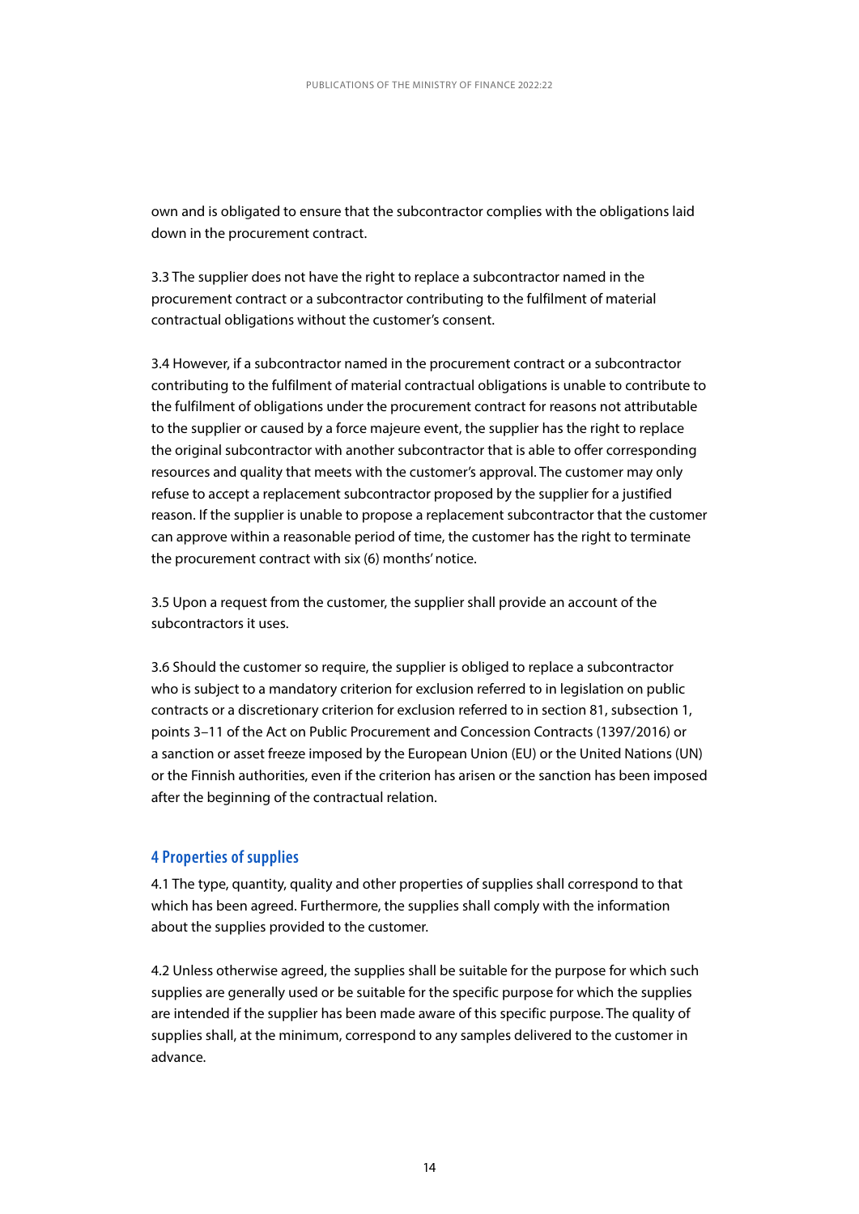own and is obligated to ensure that the subcontractor complies with the obligations laid down in the procurement contract.

3.3 The supplier does not have the right to replace a subcontractor named in the procurement contract or a subcontractor contributing to the fulfilment of material contractual obligations without the customer's consent.

3.4 However, if a subcontractor named in the procurement contract or a subcontractor contributing to the fulfilment of material contractual obligations is unable to contribute to the fulfilment of obligations under the procurement contract for reasons not attributable to the supplier or caused by a force majeure event, the supplier has the right to replace the original subcontractor with another subcontractor that is able to offer corresponding resources and quality that meets with the customer's approval. The customer may only refuse to accept a replacement subcontractor proposed by the supplier for a justified reason. If the supplier is unable to propose a replacement subcontractor that the customer can approve within a reasonable period of time, the customer has the right to terminate the procurement contract with six (6) months' notice.

3.5 Upon a request from the customer, the supplier shall provide an account of the subcontractors it uses.

3.6 Should the customer so require, the supplier is obliged to replace a subcontractor who is subject to a mandatory criterion for exclusion referred to in legislation on public contracts or a discretionary criterion for exclusion referred to in section 81, subsection 1, points 3–11 of the Act on Public Procurement and Concession Contracts (1397/2016) or a sanction or asset freeze imposed by the European Union (EU) or the United Nations (UN) or the Finnish authorities, even if the criterion has arisen or the sanction has been imposed after the beginning of the contractual relation.

## 4 Properties of supplies

4.1 The type, quantity, quality and other properties of supplies shall correspond to that which has been agreed. Furthermore, the supplies shall comply with the information about the supplies provided to the customer.

4.2 Unless otherwise agreed, the supplies shall be suitable for the purpose for which such supplies are generally used or be suitable for the specific purpose for which the supplies are intended if the supplier has been made aware of this specific purpose. The quality of supplies shall, at the minimum, correspond to any samples delivered to the customer in advance.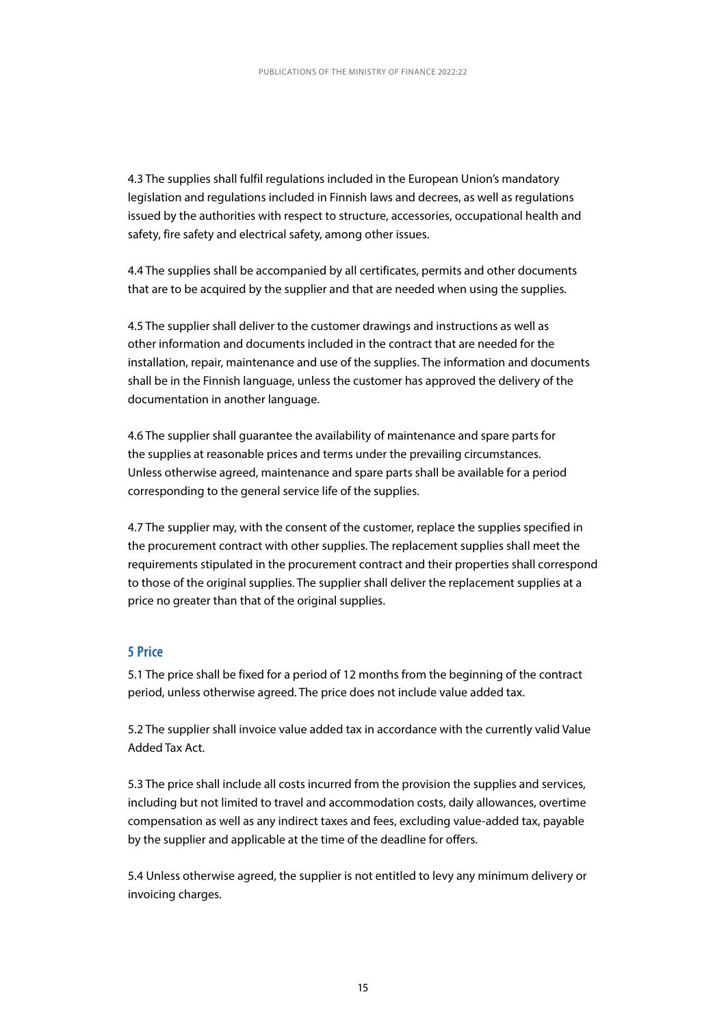4.3 The supplies shall fulfil regulations included in the European Union's mandatory legislation and regulations included in Finnish laws and decrees, as well as regulations issued by the authorities with respect to structure, accessories, occupational health and safety, fire safety and electrical safety, among other issues.

4.4 The supplies shall be accompanied by all certificates, permits and other documents that are to be acquired by the supplier and that are needed when using the supplies.

4.5 The supplier shall deliver to the customer drawings and instructions as well as other information and documents included in the contract that are needed for the installation, repair, maintenance and use of the supplies. The information and documents shall be in the Finnish language, unless the customer has approved the delivery of the documentation in another language.

4.6 The supplier shall guarantee the availability of maintenance and spare parts for the supplies at reasonable prices and terms under the prevailing circumstances. Unless otherwise agreed, maintenance and spare parts shall be available for a period corresponding to the general service life of the supplies.

4.7 The supplier may, with the consent of the customer, replace the supplies specified in the procurement contract with other supplies. The replacement supplies shall meet the requirements stipulated in the procurement contract and their properties shall correspond to those of the original supplies. The supplier shall deliver the replacement supplies at a price no greater than that of the original supplies.

## 5 Price

5.1 The price shall be fixed for a period of 12 months from the beginning of the contract period, unless otherwise agreed. The price does not include value added tax.

5.2 The supplier shall invoice value added tax in accordance with the currently valid Value Added Tax Act.

5.3 The price shall include all costs incurred from the provision the supplies and services, including but not limited to travel and accommodation costs, daily allowances, overtime compensation as well as any indirect taxes and fees, excluding value-added tax, payable by the supplier and applicable at the time of the deadline for offers.

5.4 Unless otherwise agreed, the supplier is not entitled to levy any minimum delivery or invoicing charges.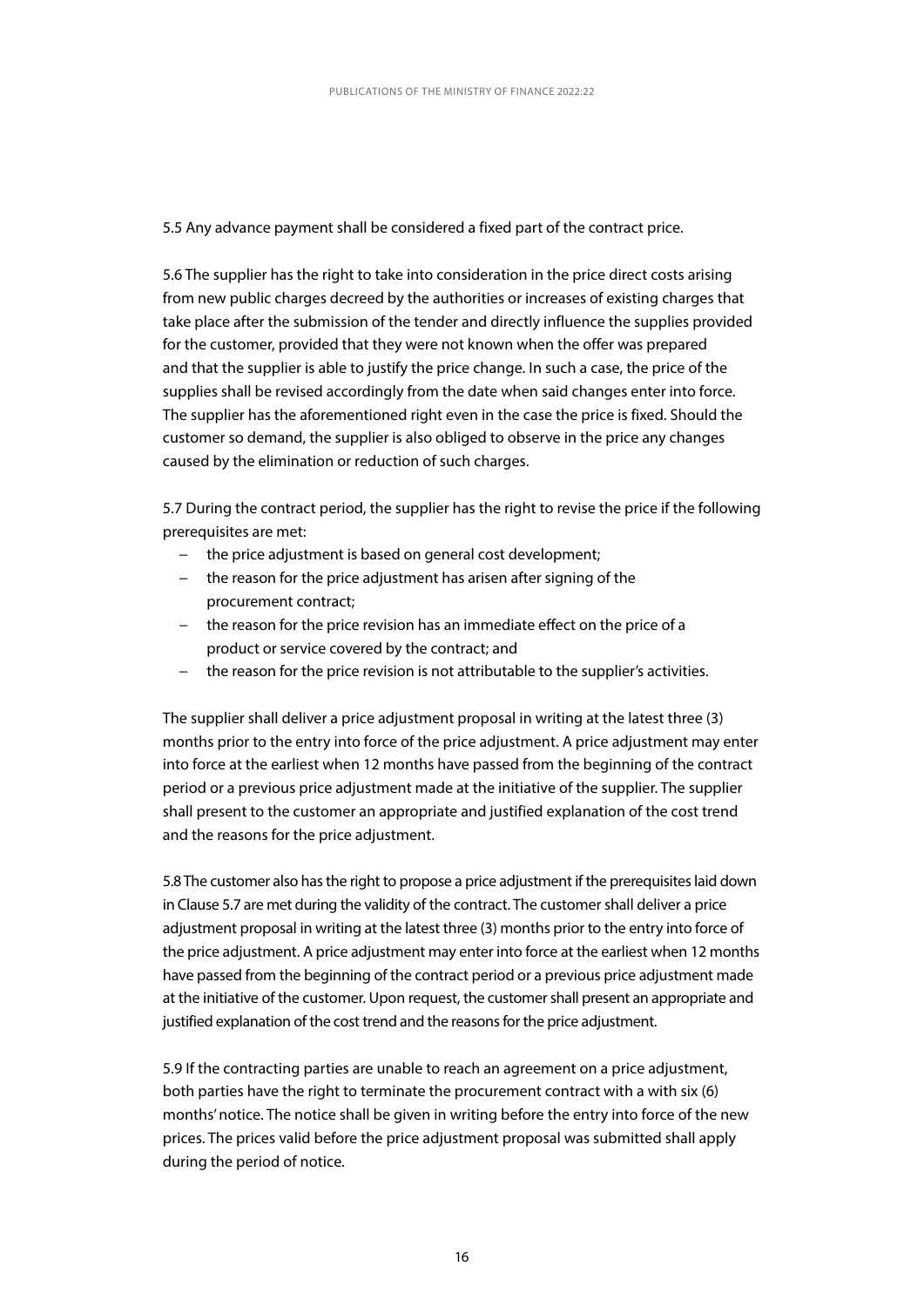5.5 Any advance payment shall be considered a fixed part of the contract price.

5.6 The supplier has the right to take into consideration in the price direct costs arising from new public charges decreed by the authorities or increases of existing charges that take place after the submission of the tender and directly influence the supplies provided for the customer, provided that they were not known when the offer was prepared and that the supplier is able to justify the price change. In such a case, the price of the supplies shall be revised accordingly from the date when said changes enter into force. The supplier has the aforementioned right even in the case the price is fixed. Should the customer so demand, the supplier is also obliged to observe in the price any changes caused by the elimination or reduction of such charges.

5.7 During the contract period, the supplier has the right to revise the price if the following prerequisites are met:

- the price adjustment is based on general cost development;
- the reason for the price adjustment has arisen after signing of the procurement contract;
- the reason for the price revision has an immediate effect on the price of a product or service covered by the contract; and
- the reason for the price revision is not attributable to the supplier's activities.

The supplier shall deliver a price adjustment proposal in writing at the latest three (3) months prior to the entry into force of the price adjustment. A price adjustment may enter into force at the earliest when 12 months have passed from the beginning of the contract period or a previous price adjustment made at the initiative of the supplier. The supplier shall present to the customer an appropriate and justified explanation of the cost trend and the reasons for the price adjustment.

5.8 The customer also has the right to propose a price adjustment if the prerequisites laid down in Clause 5.7 are met during the validity of the contract. The customer shall deliver a price adjustment proposal in writing at the latest three (3) months prior to the entry into force of the price adjustment. A price adjustment may enter into force at the earliest when 12 months have passed from the beginning of the contract period or a previous price adjustment made at the initiative of the customer. Upon request, the customer shall present an appropriate and justified explanation of the cost trend and the reasons for the price adjustment.

5.9 If the contracting parties are unable to reach an agreement on a price adjustment, both parties have the right to terminate the procurement contract with a with six (6) months' notice. The notice shall be given in writing before the entry into force of the new prices. The prices valid before the price adjustment proposal was submitted shall apply during the period of notice.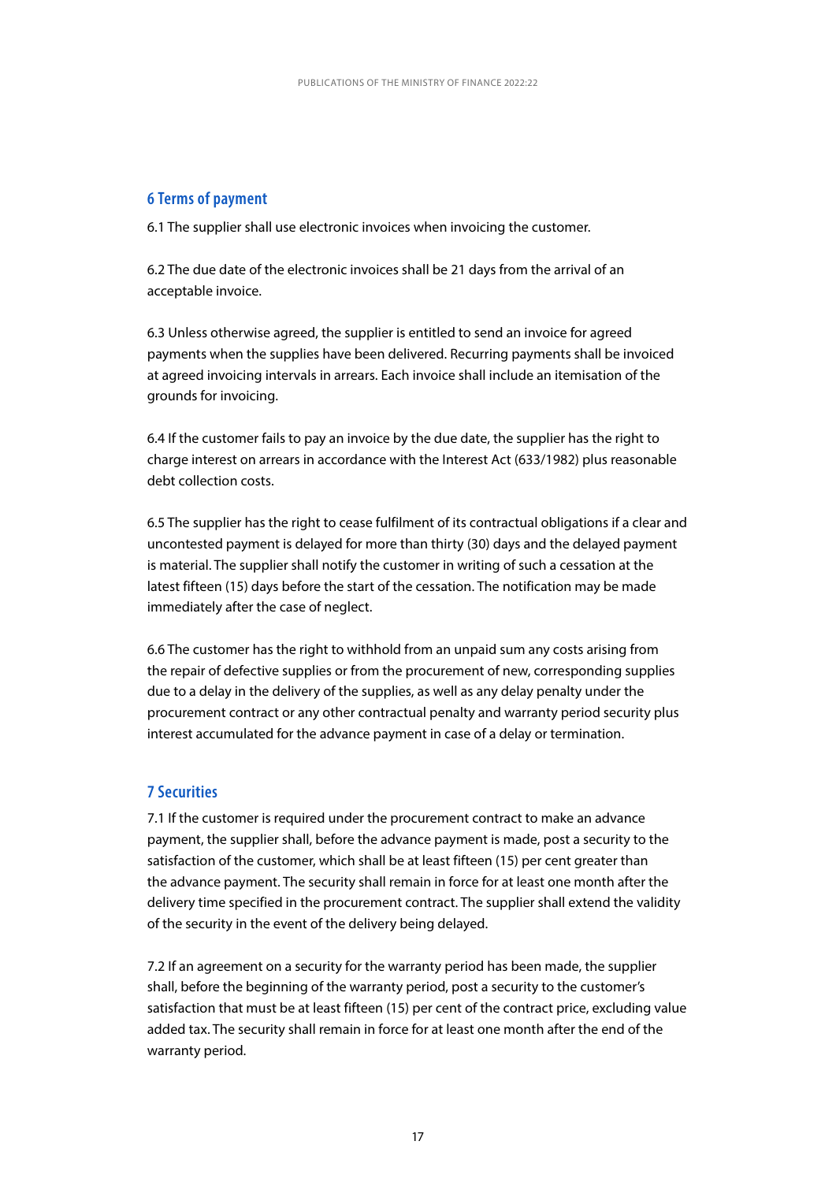## 6 Terms of payment

6.1 The supplier shall use electronic invoices when invoicing the customer.

6.2 The due date of the electronic invoices shall be 21 days from the arrival of an acceptable invoice.

6.3 Unless otherwise agreed, the supplier is entitled to send an invoice for agreed payments when the supplies have been delivered. Recurring payments shall be invoiced at agreed invoicing intervals in arrears. Each invoice shall include an itemisation of the grounds for invoicing.

6.4 If the customer fails to pay an invoice by the due date, the supplier has the right to charge interest on arrears in accordance with the Interest Act (633/1982) plus reasonable debt collection costs.

6.5 The supplier has the right to cease fulfilment of its contractual obligations if a clear and uncontested payment is delayed for more than thirty (30) days and the delayed payment is material. The supplier shall notify the customer in writing of such a cessation at the latest fifteen (15) days before the start of the cessation. The notification may be made immediately after the case of neglect.

6.6 The customer has the right to withhold from an unpaid sum any costs arising from the repair of defective supplies or from the procurement of new, corresponding supplies due to a delay in the delivery of the supplies, as well as any delay penalty under the procurement contract or any other contractual penalty and warranty period security plus interest accumulated for the advance payment in case of a delay or termination.

## 7 Securities

7.1 If the customer is required under the procurement contract to make an advance payment, the supplier shall, before the advance payment is made, post a security to the satisfaction of the customer, which shall be at least fifteen (15) per cent greater than the advance payment. The security shall remain in force for at least one month after the delivery time specified in the procurement contract. The supplier shall extend the validity of the security in the event of the delivery being delayed.

7.2 If an agreement on a security for the warranty period has been made, the supplier shall, before the beginning of the warranty period, post a security to the customer's satisfaction that must be at least fifteen (15) per cent of the contract price, excluding value added tax. The security shall remain in force for at least one month after the end of the warranty period.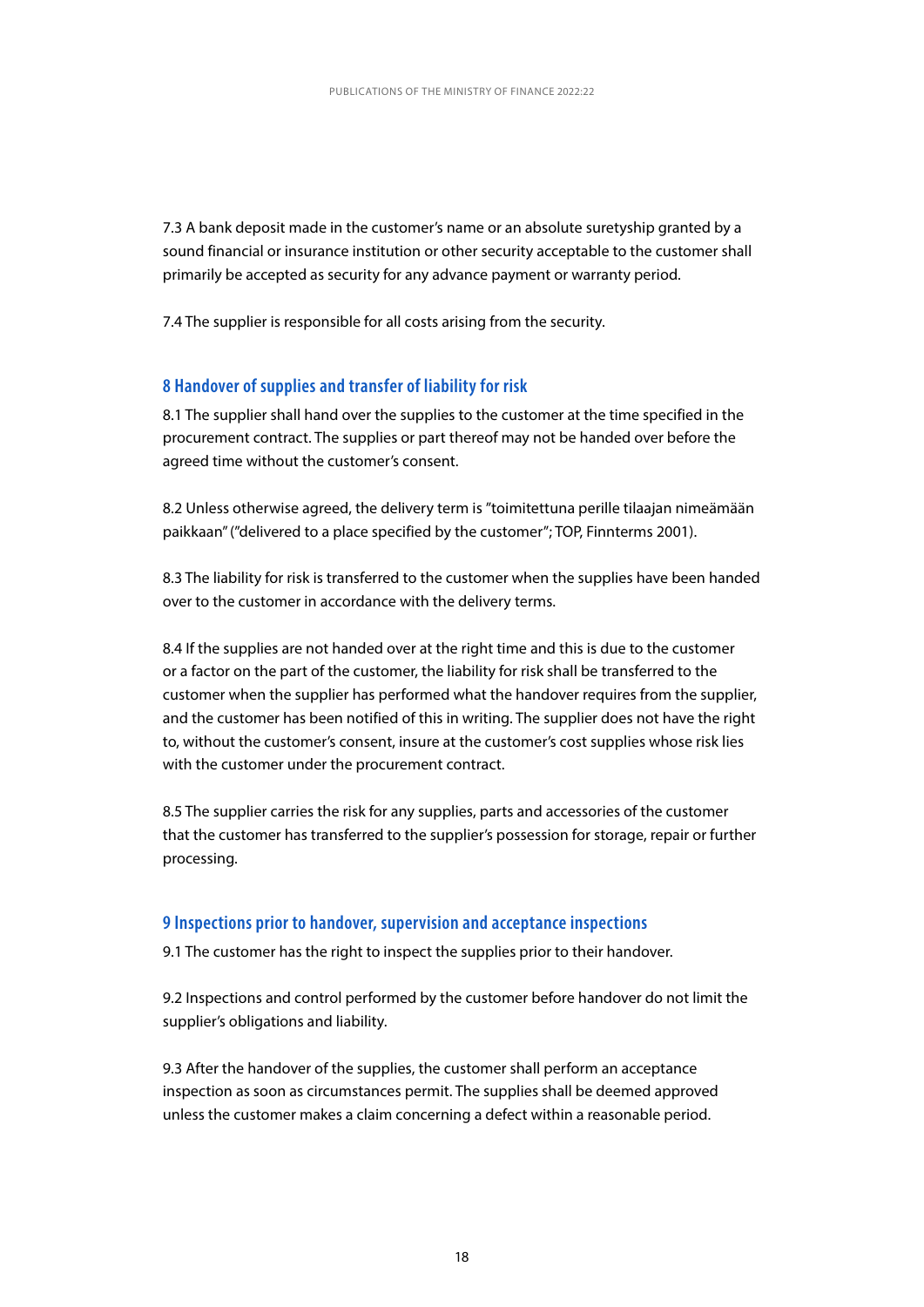7.3 A bank deposit made in the customer's name or an absolute suretyship granted by a sound financial or insurance institution or other security acceptable to the customer shall primarily be accepted as security for any advance payment or warranty period.

7.4 The supplier is responsible for all costs arising from the security.

## 8 Handover of supplies and transfer of liability for risk

8.1 The supplier shall hand over the supplies to the customer at the time specified in the procurement contract. The supplies or part thereof may not be handed over before the agreed time without the customer's consent.

8.2 Unless otherwise agreed, the delivery term is "toimitettuna perille tilaajan nimeämään paikkaan" ("delivered to a place specified by the customer"; TOP, Finnterms 2001).

8.3 The liability for risk is transferred to the customer when the supplies have been handed over to the customer in accordance with the delivery terms.

8.4 If the supplies are not handed over at the right time and this is due to the customer or a factor on the part of the customer, the liability for risk shall be transferred to the customer when the supplier has performed what the handover requires from the supplier, and the customer has been notified of this in writing. The supplier does not have the right to, without the customer's consent, insure at the customer's cost supplies whose risk lies with the customer under the procurement contract.

8.5 The supplier carries the risk for any supplies, parts and accessories of the customer that the customer has transferred to the supplier's possession for storage, repair or further processing.

## 9 Inspections prior to handover, supervision and acceptance inspections

9.1 The customer has the right to inspect the supplies prior to their handover.

9.2 Inspections and control performed by the customer before handover do not limit the supplier's obligations and liability.

9.3 After the handover of the supplies, the customer shall perform an acceptance inspection as soon as circumstances permit. The supplies shall be deemed approved unless the customer makes a claim concerning a defect within a reasonable period.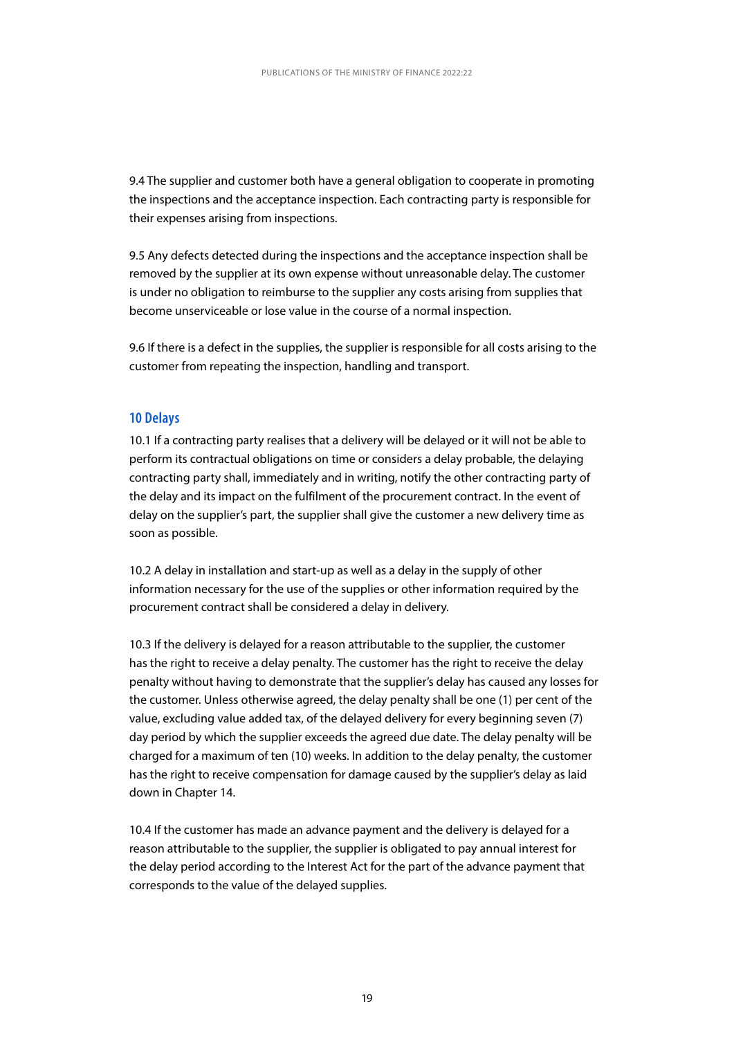9.4 The supplier and customer both have a general obligation to cooperate in promoting the inspections and the acceptance inspection. Each contracting party is responsible for their expenses arising from inspections.

9.5 Any defects detected during the inspections and the acceptance inspection shall be removed by the supplier at its own expense without unreasonable delay. The customer is under no obligation to reimburse to the supplier any costs arising from supplies that become unserviceable or lose value in the course of a normal inspection.

9.6 If there is a defect in the supplies, the supplier is responsible for all costs arising to the customer from repeating the inspection, handling and transport.

## 10 Delays

10.1 If a contracting party realises that a delivery will be delayed or it will not be able to perform its contractual obligations on time or considers a delay probable, the delaying contracting party shall, immediately and in writing, notify the other contracting party of the delay and its impact on the fulfilment of the procurement contract. In the event of delay on the supplier's part, the supplier shall give the customer a new delivery time as soon as possible.

10.2 A delay in installation and start-up as well as a delay in the supply of other information necessary for the use of the supplies or other information required by the procurement contract shall be considered a delay in delivery.

10.3 If the delivery is delayed for a reason attributable to the supplier, the customer has the right to receive a delay penalty. The customer has the right to receive the delay penalty without having to demonstrate that the supplier's delay has caused any losses for the customer. Unless otherwise agreed, the delay penalty shall be one (1) per cent of the value, excluding value added tax, of the delayed delivery for every beginning seven (7) day period by which the supplier exceeds the agreed due date. The delay penalty will be charged for a maximum of ten (10) weeks. In addition to the delay penalty, the customer has the right to receive compensation for damage caused by the supplier's delay as laid down in Chapter 14.

10.4 If the customer has made an advance payment and the delivery is delayed for a reason attributable to the supplier, the supplier is obligated to pay annual interest for the delay period according to the Interest Act for the part of the advance payment that corresponds to the value of the delayed supplies.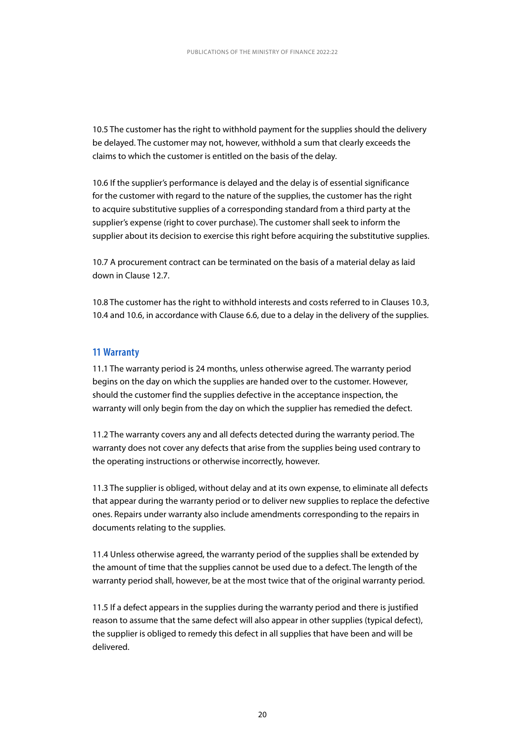10.5 The customer has the right to withhold payment for the supplies should the delivery be delayed. The customer may not, however, withhold a sum that clearly exceeds the claims to which the customer is entitled on the basis of the delay.

10.6 If the supplier's performance is delayed and the delay is of essential significance for the customer with regard to the nature of the supplies, the customer has the right to acquire substitutive supplies of a corresponding standard from a third party at the supplier's expense (right to cover purchase). The customer shall seek to inform the supplier about its decision to exercise this right before acquiring the substitutive supplies.

10.7 A procurement contract can be terminated on the basis of a material delay as laid down in Clause 12.7.

10.8 The customer has the right to withhold interests and costs referred to in Clauses 10.3, 10.4 and 10.6, in accordance with Clause 6.6, due to a delay in the delivery of the supplies.

## 11 Warranty

11.1 The warranty period is 24 months, unless otherwise agreed. The warranty period begins on the day on which the supplies are handed over to the customer. However, should the customer find the supplies defective in the acceptance inspection, the warranty will only begin from the day on which the supplier has remedied the defect.

11.2 The warranty covers any and all defects detected during the warranty period. The warranty does not cover any defects that arise from the supplies being used contrary to the operating instructions or otherwise incorrectly, however.

11.3 The supplier is obliged, without delay and at its own expense, to eliminate all defects that appear during the warranty period or to deliver new supplies to replace the defective ones. Repairs under warranty also include amendments corresponding to the repairs in documents relating to the supplies.

11.4 Unless otherwise agreed, the warranty period of the supplies shall be extended by the amount of time that the supplies cannot be used due to a defect. The length of the warranty period shall, however, be at the most twice that of the original warranty period.

11.5 If a defect appears in the supplies during the warranty period and there is justified reason to assume that the same defect will also appear in other supplies (typical defect), the supplier is obliged to remedy this defect in all supplies that have been and will be delivered.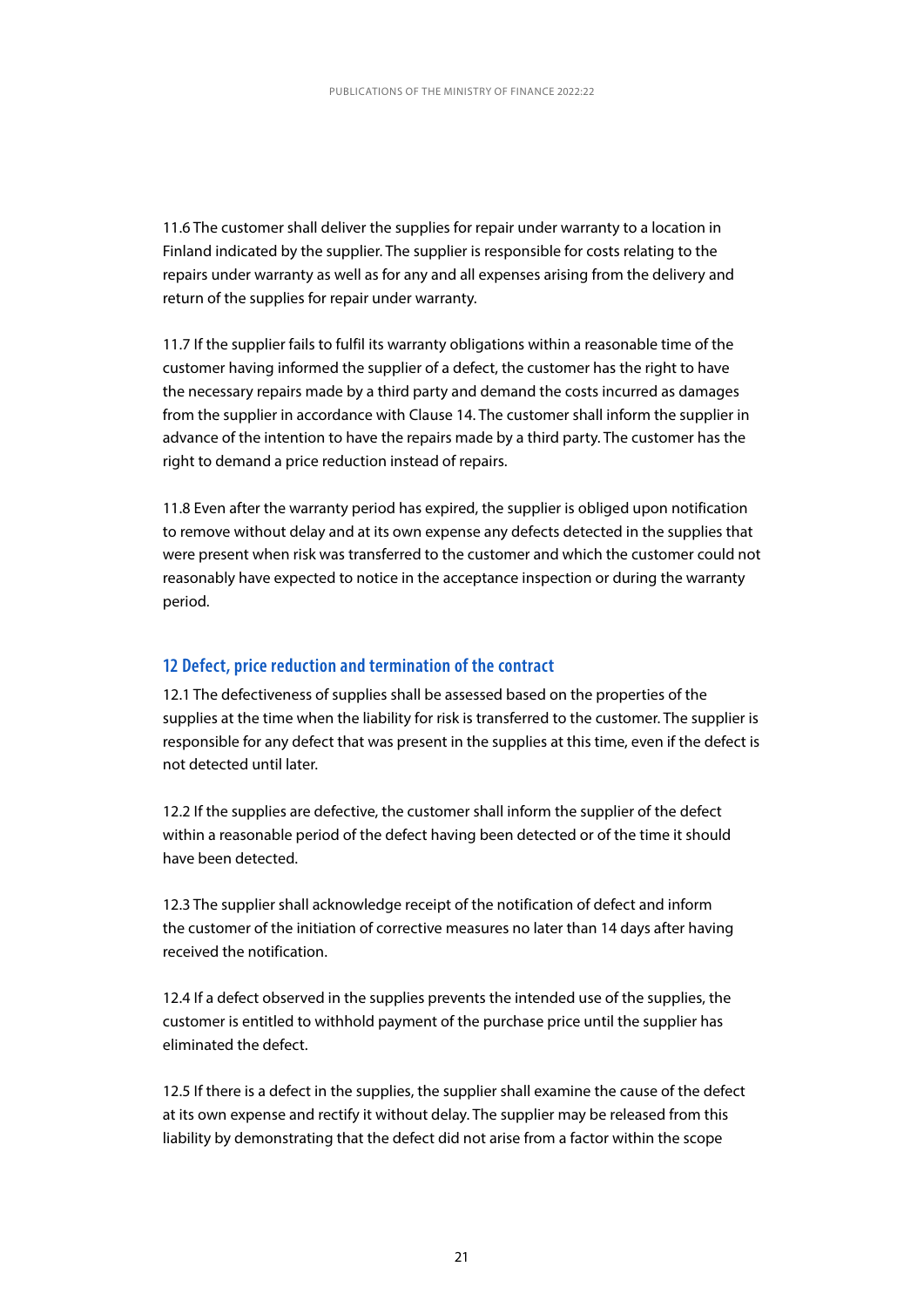11.6 The customer shall deliver the supplies for repair under warranty to a location in Finland indicated by the supplier. The supplier is responsible for costs relating to the repairs under warranty as well as for any and all expenses arising from the delivery and return of the supplies for repair under warranty.

11.7 If the supplier fails to fulfil its warranty obligations within a reasonable time of the customer having informed the supplier of a defect, the customer has the right to have the necessary repairs made by a third party and demand the costs incurred as damages from the supplier in accordance with Clause 14. The customer shall inform the supplier in advance of the intention to have the repairs made by a third party. The customer has the right to demand a price reduction instead of repairs.

11.8 Even after the warranty period has expired, the supplier is obliged upon notification to remove without delay and at its own expense any defects detected in the supplies that were present when risk was transferred to the customer and which the customer could not reasonably have expected to notice in the acceptance inspection or during the warranty period.

## 12 Defect, price reduction and termination of the contract

12.1 The defectiveness of supplies shall be assessed based on the properties of the supplies at the time when the liability for risk is transferred to the customer. The supplier is responsible for any defect that was present in the supplies at this time, even if the defect is not detected until later.

12.2 If the supplies are defective, the customer shall inform the supplier of the defect within a reasonable period of the defect having been detected or of the time it should have been detected.

12.3 The supplier shall acknowledge receipt of the notification of defect and inform the customer of the initiation of corrective measures no later than 14 days after having received the notification.

12.4 If a defect observed in the supplies prevents the intended use of the supplies, the customer is entitled to withhold payment of the purchase price until the supplier has eliminated the defect.

12.5 If there is a defect in the supplies, the supplier shall examine the cause of the defect at its own expense and rectify it without delay. The supplier may be released from this liability by demonstrating that the defect did not arise from a factor within the scope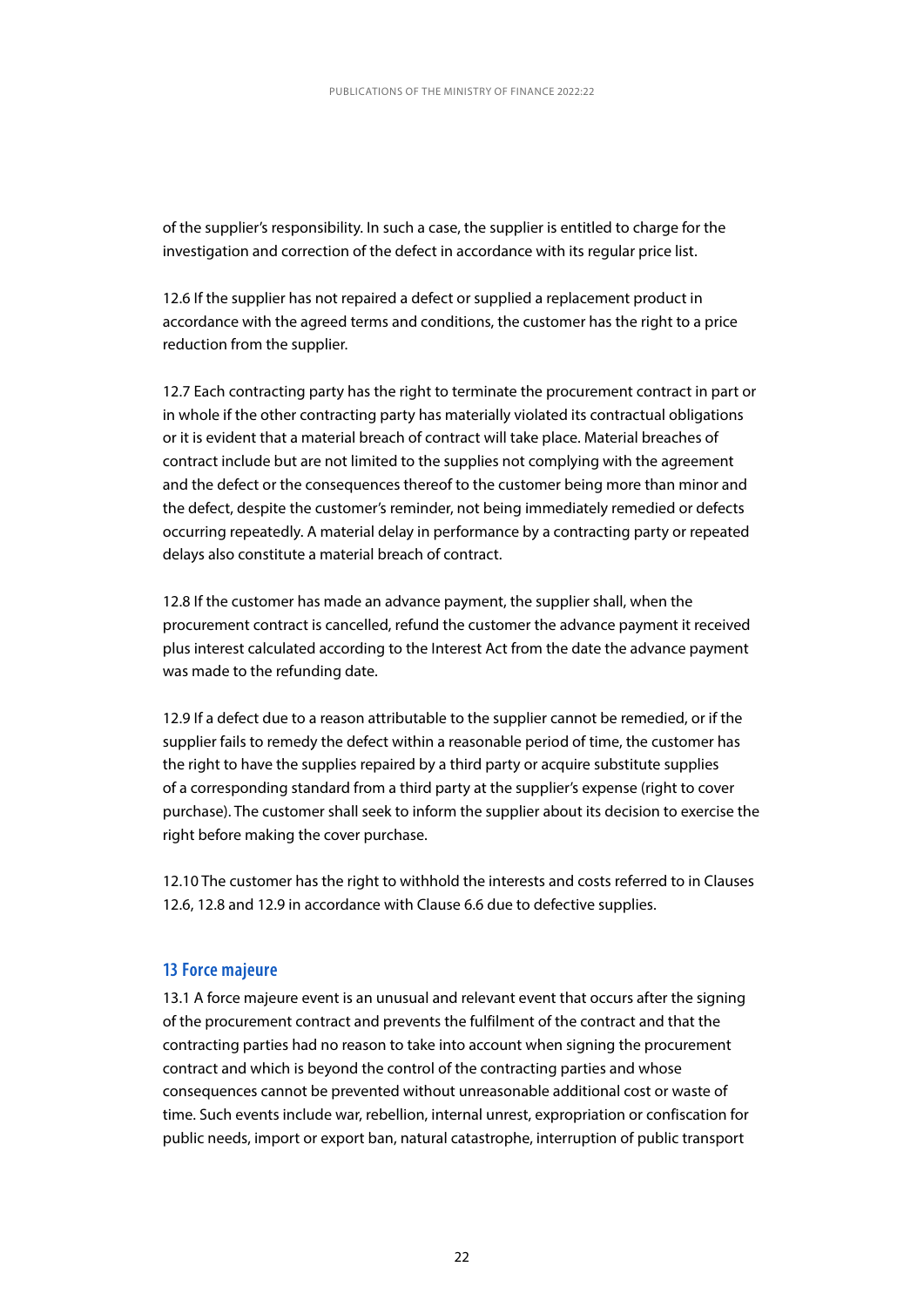of the supplier's responsibility. In such a case, the supplier is entitled to charge for the investigation and correction of the defect in accordance with its regular price list.

12.6 If the supplier has not repaired a defect or supplied a replacement product in accordance with the agreed terms and conditions, the customer has the right to a price reduction from the supplier.

12.7 Each contracting party has the right to terminate the procurement contract in part or in whole if the other contracting party has materially violated its contractual obligations or it is evident that a material breach of contract will take place. Material breaches of contract include but are not limited to the supplies not complying with the agreement and the defect or the consequences thereof to the customer being more than minor and the defect, despite the customer's reminder, not being immediately remedied or defects occurring repeatedly. A material delay in performance by a contracting party or repeated delays also constitute a material breach of contract.

12.8 If the customer has made an advance payment, the supplier shall, when the procurement contract is cancelled, refund the customer the advance payment it received plus interest calculated according to the Interest Act from the date the advance payment was made to the refunding date.

12.9 If a defect due to a reason attributable to the supplier cannot be remedied, or if the supplier fails to remedy the defect within a reasonable period of time, the customer has the right to have the supplies repaired by a third party or acquire substitute supplies of a corresponding standard from a third party at the supplier's expense (right to cover purchase). The customer shall seek to inform the supplier about its decision to exercise the right before making the cover purchase.

12.10 The customer has the right to withhold the interests and costs referred to in Clauses 12.6, 12.8 and 12.9 in accordance with Clause 6.6 due to defective supplies.

## 13 Force majeure

13.1 A force majeure event is an unusual and relevant event that occurs after the signing of the procurement contract and prevents the fulfilment of the contract and that the contracting parties had no reason to take into account when signing the procurement contract and which is beyond the control of the contracting parties and whose consequences cannot be prevented without unreasonable additional cost or waste of time. Such events include war, rebellion, internal unrest, expropriation or confiscation for public needs, import or export ban, natural catastrophe, interruption of public transport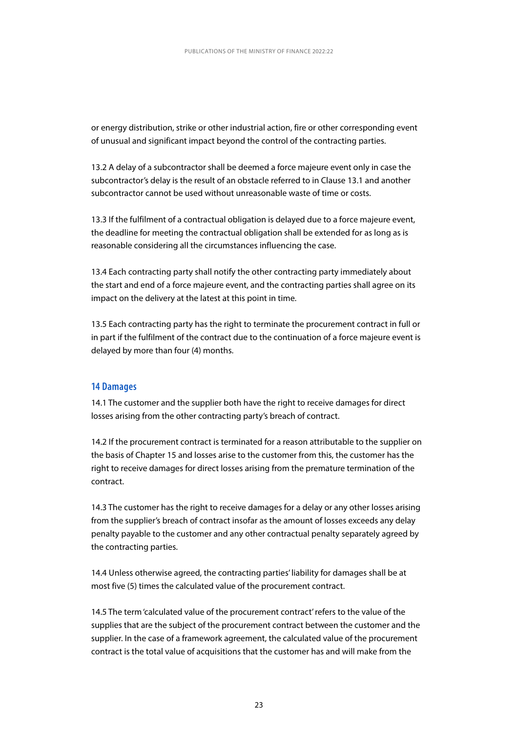or energy distribution, strike or other industrial action, fire or other corresponding event of unusual and significant impact beyond the control of the contracting parties.

13.2 A delay of a subcontractor shall be deemed a force majeure event only in case the subcontractor's delay is the result of an obstacle referred to in Clause 13.1 and another subcontractor cannot be used without unreasonable waste of time or costs.

13.3 If the fulfilment of a contractual obligation is delayed due to a force majeure event, the deadline for meeting the contractual obligation shall be extended for as long as is reasonable considering all the circumstances influencing the case.

13.4 Each contracting party shall notify the other contracting party immediately about the start and end of a force majeure event, and the contracting parties shall agree on its impact on the delivery at the latest at this point in time.

13.5 Each contracting party has the right to terminate the procurement contract in full or in part if the fulfilment of the contract due to the continuation of a force majeure event is delayed by more than four (4) months.

## 14 Damages

14.1 The customer and the supplier both have the right to receive damages for direct losses arising from the other contracting party's breach of contract.

14.2 If the procurement contract is terminated for a reason attributable to the supplier on the basis of Chapter 15 and losses arise to the customer from this, the customer has the right to receive damages for direct losses arising from the premature termination of the contract.

14.3 The customer has the right to receive damages for a delay or any other losses arising from the supplier's breach of contract insofar as the amount of losses exceeds any delay penalty payable to the customer and any other contractual penalty separately agreed by the contracting parties.

14.4 Unless otherwise agreed, the contracting parties' liability for damages shall be at most five (5) times the calculated value of the procurement contract.

14.5 The term 'calculated value of the procurement contract' refers to the value of the supplies that are the subject of the procurement contract between the customer and the supplier. In the case of a framework agreement, the calculated value of the procurement contract is the total value of acquisitions that the customer has and will make from the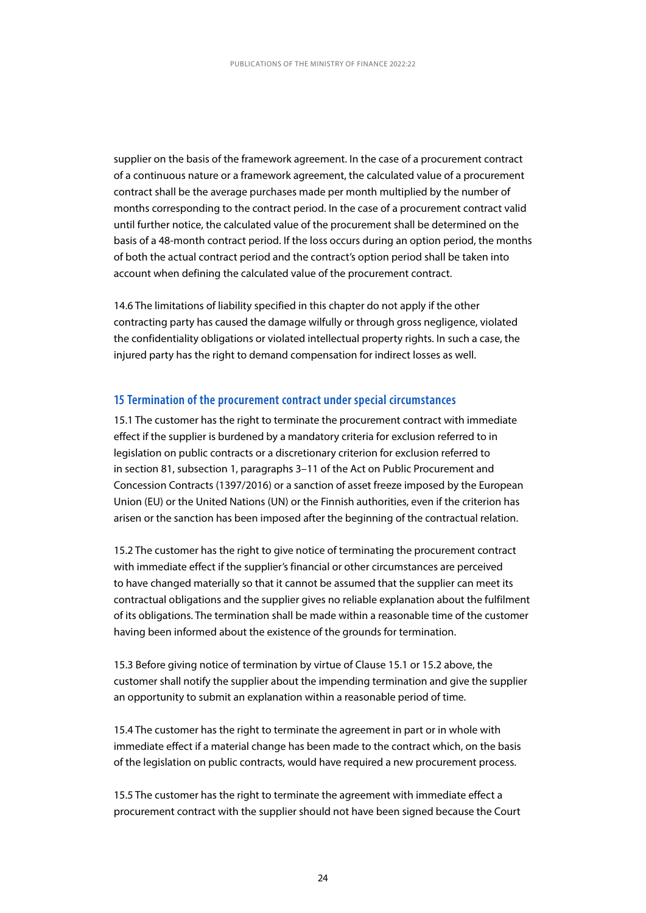supplier on the basis of the framework agreement. In the case of a procurement contract of a continuous nature or a framework agreement, the calculated value of a procurement contract shall be the average purchases made per month multiplied by the number of months corresponding to the contract period. In the case of a procurement contract valid until further notice, the calculated value of the procurement shall be determined on the basis of a 48-month contract period. If the loss occurs during an option period, the months of both the actual contract period and the contract's option period shall be taken into account when defining the calculated value of the procurement contract.

14.6 The limitations of liability specified in this chapter do not apply if the other contracting party has caused the damage wilfully or through gross negligence, violated the confidentiality obligations or violated intellectual property rights. In such a case, the injured party has the right to demand compensation for indirect losses as well.

## 15 Termination of the procurement contract under special circumstances

15.1 The customer has the right to terminate the procurement contract with immediate effect if the supplier is burdened by a mandatory criteria for exclusion referred to in legislation on public contracts or a discretionary criterion for exclusion referred to in section 81, subsection 1, paragraphs 3–11 of the Act on Public Procurement and Concession Contracts (1397/2016) or a sanction of asset freeze imposed by the European Union (EU) or the United Nations (UN) or the Finnish authorities, even if the criterion has arisen or the sanction has been imposed after the beginning of the contractual relation.

15.2 The customer has the right to give notice of terminating the procurement contract with immediate effect if the supplier's financial or other circumstances are perceived to have changed materially so that it cannot be assumed that the supplier can meet its contractual obligations and the supplier gives no reliable explanation about the fulfilment of its obligations. The termination shall be made within a reasonable time of the customer having been informed about the existence of the grounds for termination.

15.3 Before giving notice of termination by virtue of Clause 15.1 or 15.2 above, the customer shall notify the supplier about the impending termination and give the supplier an opportunity to submit an explanation within a reasonable period of time.

15.4 The customer has the right to terminate the agreement in part or in whole with immediate effect if a material change has been made to the contract which, on the basis of the legislation on public contracts, would have required a new procurement process.

15.5 The customer has the right to terminate the agreement with immediate effect a procurement contract with the supplier should not have been signed because the Court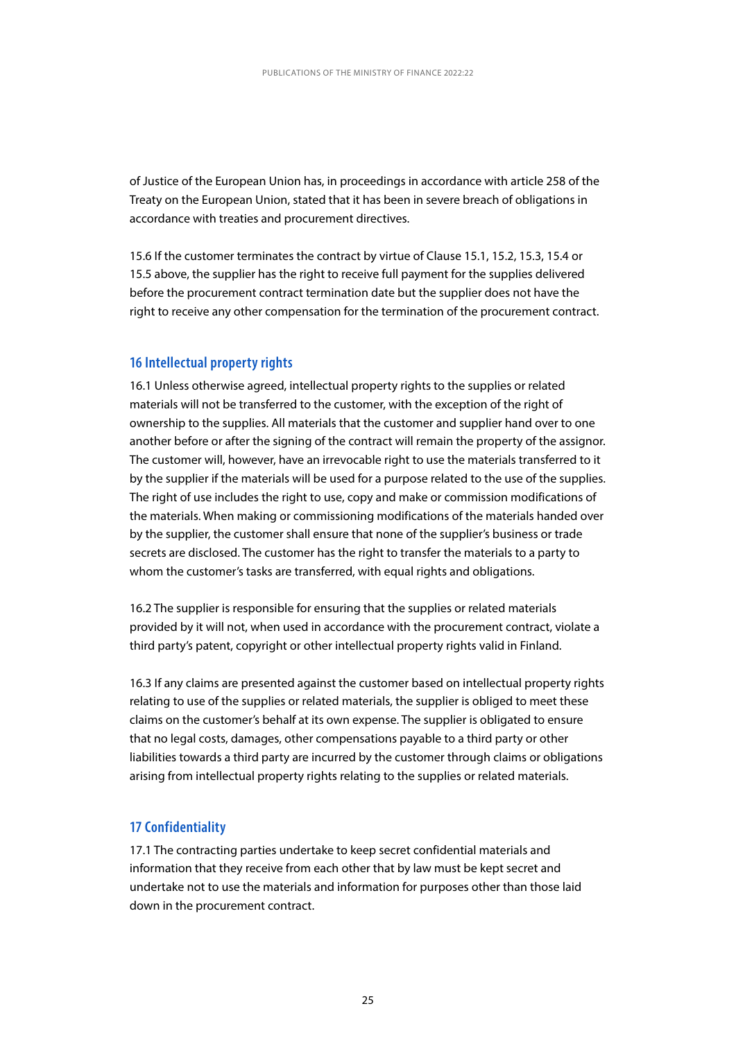of Justice of the European Union has, in proceedings in accordance with article 258 of the Treaty on the European Union, stated that it has been in severe breach of obligations in accordance with treaties and procurement directives.

15.6 If the customer terminates the contract by virtue of Clause 15.1, 15.2, 15.3, 15.4 or 15.5 above, the supplier has the right to receive full payment for the supplies delivered before the procurement contract termination date but the supplier does not have the right to receive any other compensation for the termination of the procurement contract.

## 16 Intellectual property rights

16.1 Unless otherwise agreed, intellectual property rights to the supplies or related materials will not be transferred to the customer, with the exception of the right of ownership to the supplies. All materials that the customer and supplier hand over to one another before or after the signing of the contract will remain the property of the assignor. The customer will, however, have an irrevocable right to use the materials transferred to it by the supplier if the materials will be used for a purpose related to the use of the supplies. The right of use includes the right to use, copy and make or commission modifications of the materials. When making or commissioning modifications of the materials handed over by the supplier, the customer shall ensure that none of the supplier's business or trade secrets are disclosed. The customer has the right to transfer the materials to a party to whom the customer's tasks are transferred, with equal rights and obligations.

16.2 The supplier is responsible for ensuring that the supplies or related materials provided by it will not, when used in accordance with the procurement contract, violate a third party's patent, copyright or other intellectual property rights valid in Finland.

16.3 If any claims are presented against the customer based on intellectual property rights relating to use of the supplies or related materials, the supplier is obliged to meet these claims on the customer's behalf at its own expense. The supplier is obligated to ensure that no legal costs, damages, other compensations payable to a third party or other liabilities towards a third party are incurred by the customer through claims or obligations arising from intellectual property rights relating to the supplies or related materials.

## 17 Confidentiality

17.1 The contracting parties undertake to keep secret confidential materials and information that they receive from each other that by law must be kept secret and undertake not to use the materials and information for purposes other than those laid down in the procurement contract.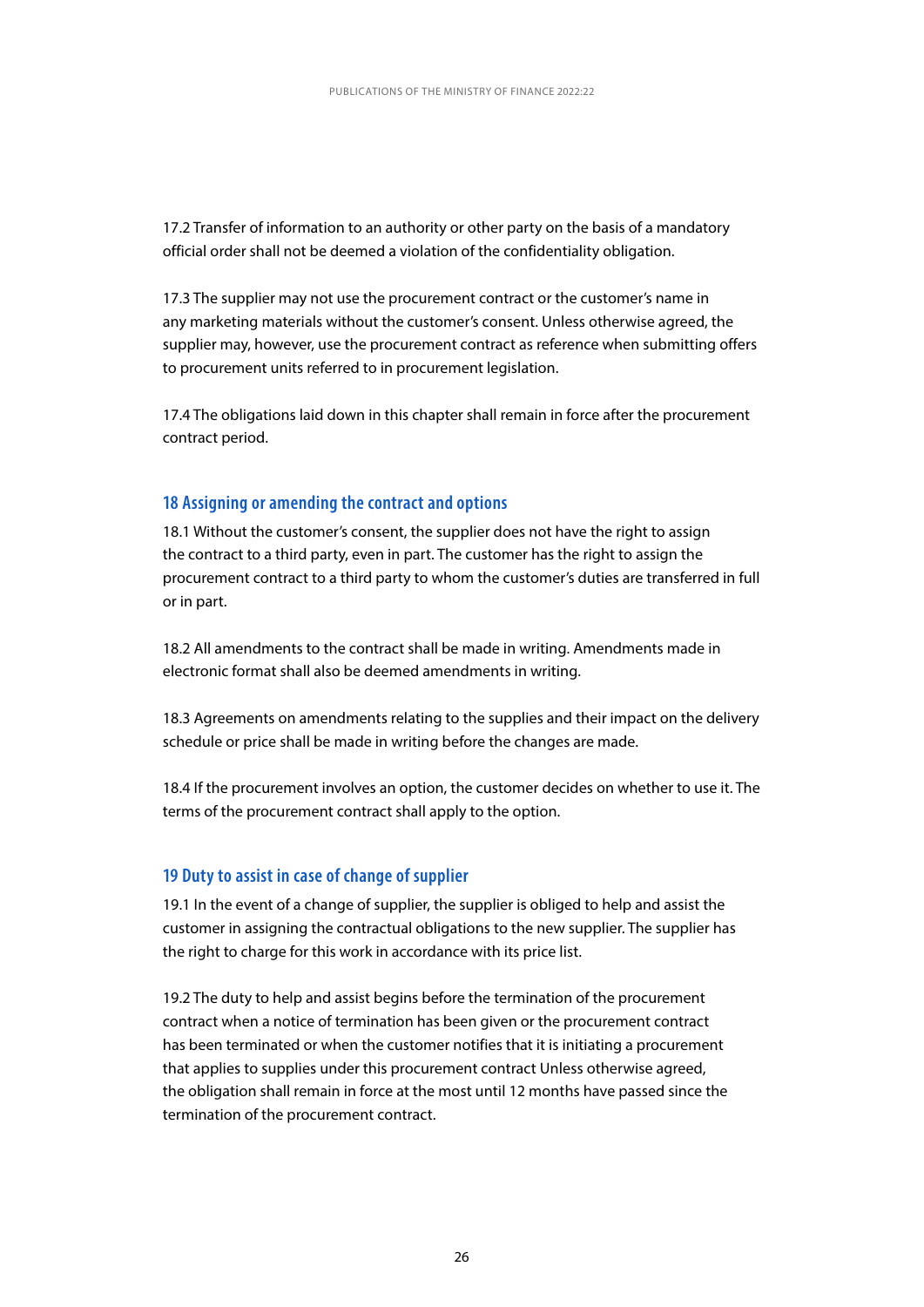17.2 Transfer of information to an authority or other party on the basis of a mandatory official order shall not be deemed a violation of the confidentiality obligation.

17.3 The supplier may not use the procurement contract or the customer's name in any marketing materials without the customer's consent. Unless otherwise agreed, the supplier may, however, use the procurement contract as reference when submitting offers to procurement units referred to in procurement legislation.

17.4 The obligations laid down in this chapter shall remain in force after the procurement contract period.

## 18 Assigning or amending the contract and options

18.1 Without the customer's consent, the supplier does not have the right to assign the contract to a third party, even in part. The customer has the right to assign the procurement contract to a third party to whom the customer's duties are transferred in full or in part.

18.2 All amendments to the contract shall be made in writing. Amendments made in electronic format shall also be deemed amendments in writing.

18.3 Agreements on amendments relating to the supplies and their impact on the delivery schedule or price shall be made in writing before the changes are made.

18.4 If the procurement involves an option, the customer decides on whether to use it. The terms of the procurement contract shall apply to the option.

## 19 Duty to assist in case of change of supplier

19.1 In the event of a change of supplier, the supplier is obliged to help and assist the customer in assigning the contractual obligations to the new supplier. The supplier has the right to charge for this work in accordance with its price list.

19.2 The duty to help and assist begins before the termination of the procurement contract when a notice of termination has been given or the procurement contract has been terminated or when the customer notifies that it is initiating a procurement that applies to supplies under this procurement contract Unless otherwise agreed, the obligation shall remain in force at the most until 12 months have passed since the termination of the procurement contract.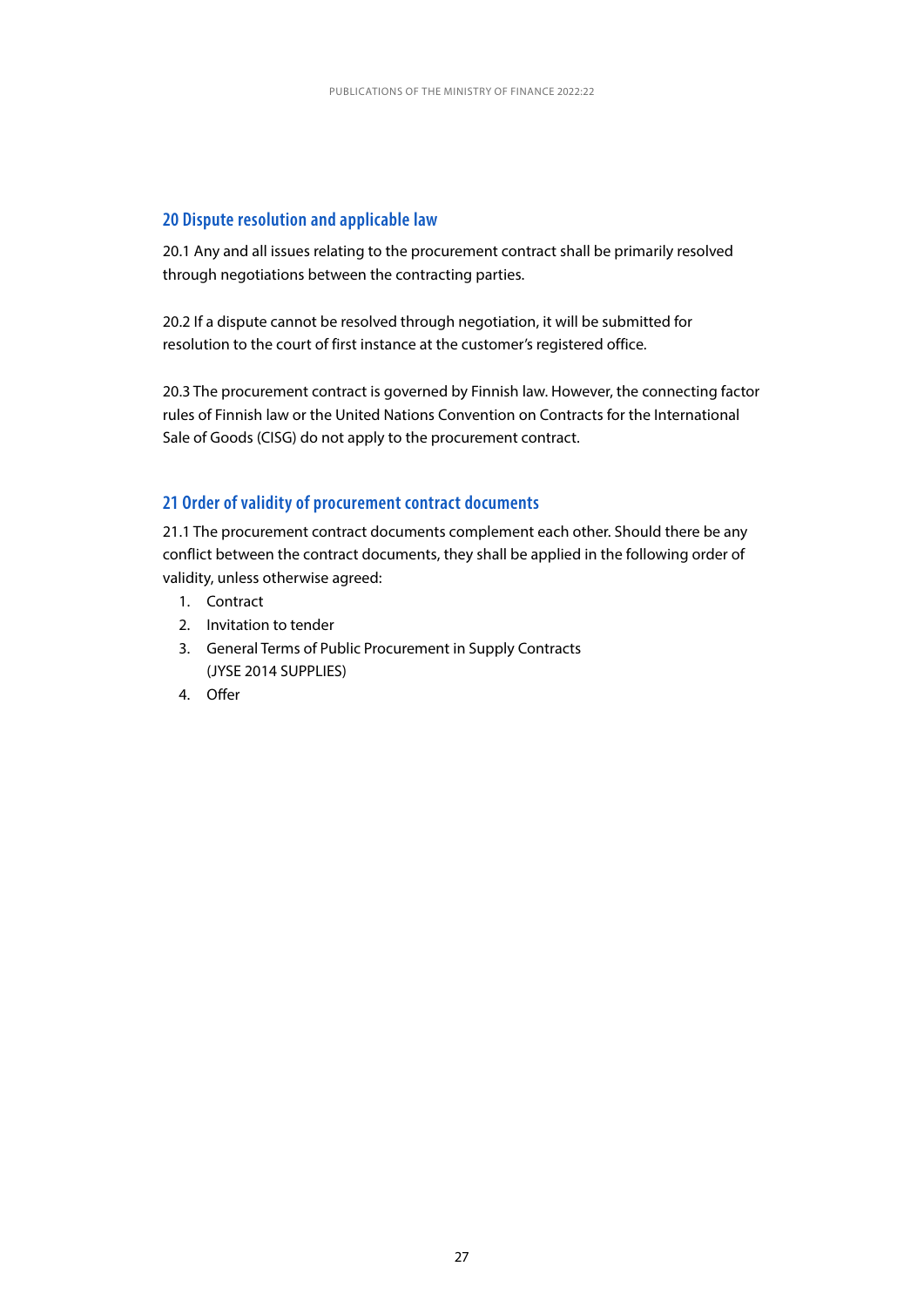## 20 Dispute resolution and applicable law

20.1 Any and all issues relating to the procurement contract shall be primarily resolved through negotiations between the contracting parties.

20.2 If a dispute cannot be resolved through negotiation, it will be submitted for resolution to the court of first instance at the customer's registered office.

20.3 The procurement contract is governed by Finnish law. However, the connecting factor rules of Finnish law or the United Nations Convention on Contracts for the International Sale of Goods (CISG) do not apply to the procurement contract.

## 21 Order of validity of procurement contract documents

21.1 The procurement contract documents complement each other. Should there be any conflict between the contract documents, they shall be applied in the following order of validity, unless otherwise agreed:

1. Contract
2. Invitation to tender
3. General Terms of Public Procurement in Supply Contracts (JYSE 2014 SUPPLIES)
4. Offer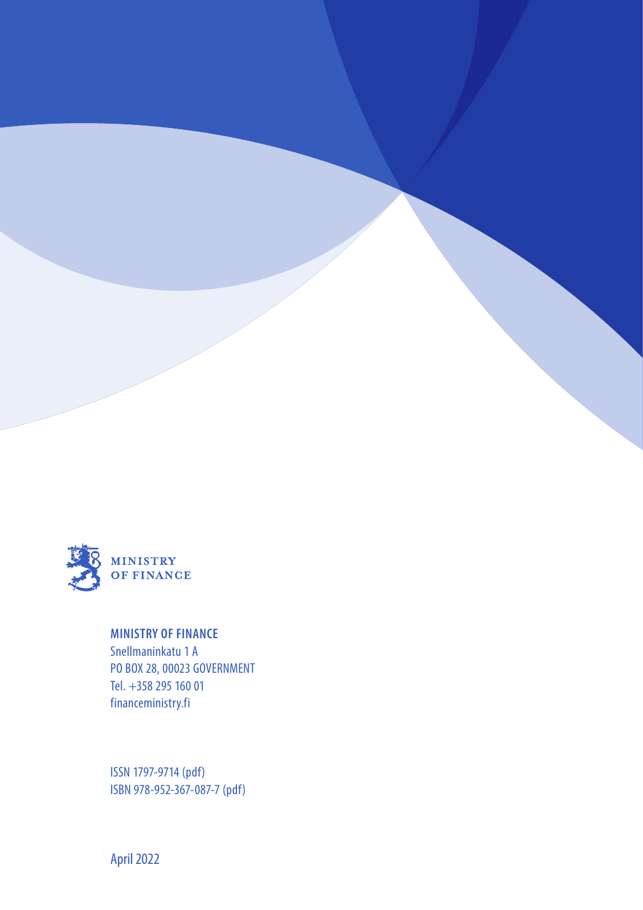MINISTRY
OF FINANCE

**MINISTRY OF FINANCE**
Snellmaninkatu 1 A
PO BOX 28, 00023 GOVERNMENT
Tel. +358 295 160 01
financeministry.fi

ISSN 1797-9714 (pdf)
ISBN 978-952-367-087-7 (pdf)

April 2022